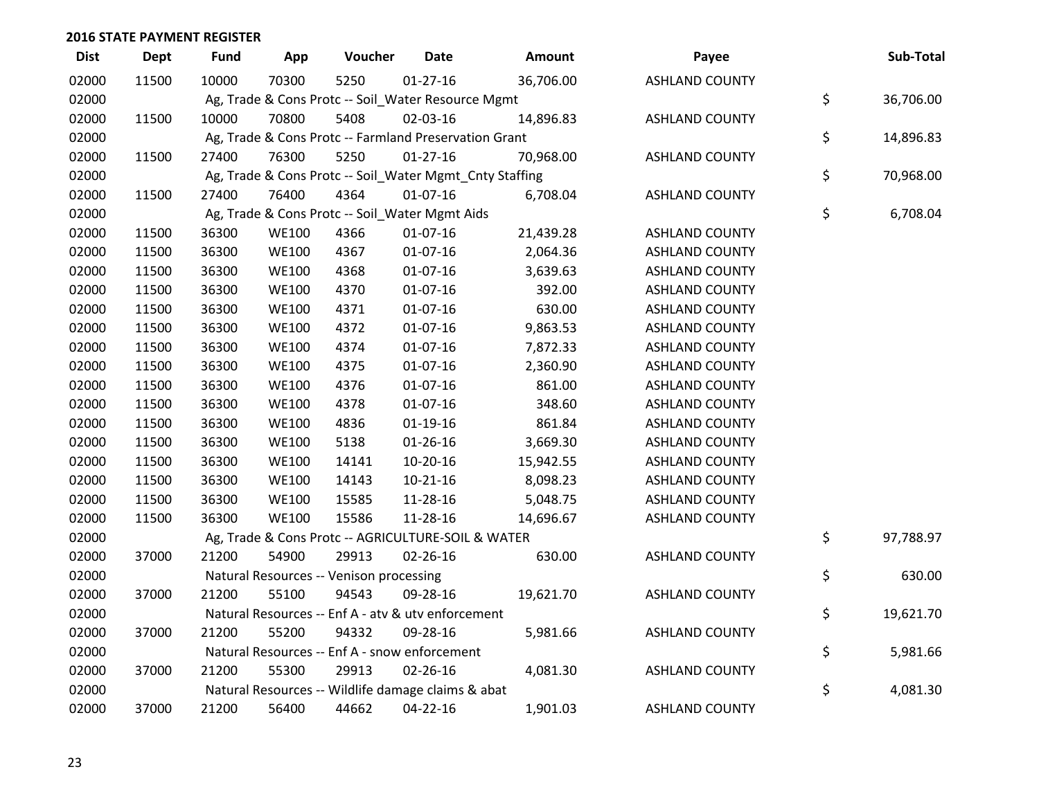## 2016 STATE PAYMENT REGISTER

| Dist | Dept | Fund | App | Voucher | Date | Amount | Payee | Sub-Total |
|---|---|---|---|---|---|---|---|---|
| 02000 | 11500 | 10000 | 70300 | 5250 | 01-27-16 | 36,706.00 | ASHLAND COUNTY | |
| 02000 | | Ag, Trade & Cons Protc -- Soil_Water Resource Mgmt | | | | | | $ 36,706.00 |
| 02000 | 11500 | 10000 | 70800 | 5408 | 02-03-16 | 14,896.83 | ASHLAND COUNTY | |
| 02000 | | Ag, Trade & Cons Protc -- Farmland Preservation Grant | | | | | | $ 14,896.83 |
| 02000 | 11500 | 27400 | 76300 | 5250 | 01-27-16 | 70,968.00 | ASHLAND COUNTY | |
| 02000 | | Ag, Trade & Cons Protc -- Soil_Water Mgmt_Cnty Staffing | | | | | | $ 70,968.00 |
| 02000 | 11500 | 27400 | 76400 | 4364 | 01-07-16 | 6,708.04 | ASHLAND COUNTY | |
| 02000 | | Ag, Trade & Cons Protc -- Soil_Water Mgmt Aids | | | | | | $ 6,708.04 |
| 02000 | 11500 | 36300 | WE100 | 4366 | 01-07-16 | 21,439.28 | ASHLAND COUNTY | |
| 02000 | 11500 | 36300 | WE100 | 4367 | 01-07-16 | 2,064.36 | ASHLAND COUNTY | |
| 02000 | 11500 | 36300 | WE100 | 4368 | 01-07-16 | 3,639.63 | ASHLAND COUNTY | |
| 02000 | 11500 | 36300 | WE100 | 4370 | 01-07-16 | 392.00 | ASHLAND COUNTY | |
| 02000 | 11500 | 36300 | WE100 | 4371 | 01-07-16 | 630.00 | ASHLAND COUNTY | |
| 02000 | 11500 | 36300 | WE100 | 4372 | 01-07-16 | 9,863.53 | ASHLAND COUNTY | |
| 02000 | 11500 | 36300 | WE100 | 4374 | 01-07-16 | 7,872.33 | ASHLAND COUNTY | |
| 02000 | 11500 | 36300 | WE100 | 4375 | 01-07-16 | 2,360.90 | ASHLAND COUNTY | |
| 02000 | 11500 | 36300 | WE100 | 4376 | 01-07-16 | 861.00 | ASHLAND COUNTY | |
| 02000 | 11500 | 36300 | WE100 | 4378 | 01-07-16 | 348.60 | ASHLAND COUNTY | |
| 02000 | 11500 | 36300 | WE100 | 4836 | 01-19-16 | 861.84 | ASHLAND COUNTY | |
| 02000 | 11500 | 36300 | WE100 | 5138 | 01-26-16 | 3,669.30 | ASHLAND COUNTY | |
| 02000 | 11500 | 36300 | WE100 | 14141 | 10-20-16 | 15,942.55 | ASHLAND COUNTY | |
| 02000 | 11500 | 36300 | WE100 | 14143 | 10-21-16 | 8,098.23 | ASHLAND COUNTY | |
| 02000 | 11500 | 36300 | WE100 | 15585 | 11-28-16 | 5,048.75 | ASHLAND COUNTY | |
| 02000 | 11500 | 36300 | WE100 | 15586 | 11-28-16 | 14,696.67 | ASHLAND COUNTY | |
| 02000 | | Ag, Trade & Cons Protc -- AGRICULTURE-SOIL & WATER | | | | | | $ 97,788.97 |
| 02000 | 37000 | 21200 | 54900 | 29913 | 02-26-16 | 630.00 | ASHLAND COUNTY | |
| 02000 | | Natural Resources -- Venison processing | | | | | | $ 630.00 |
| 02000 | 37000 | 21200 | 55100 | 94543 | 09-28-16 | 19,621.70 | ASHLAND COUNTY | |
| 02000 | | Natural Resources -- Enf A - atv & utv enforcement | | | | | | $ 19,621.70 |
| 02000 | 37000 | 21200 | 55200 | 94332 | 09-28-16 | 5,981.66 | ASHLAND COUNTY | |
| 02000 | | Natural Resources -- Enf A - snow enforcement | | | | | | $ 5,981.66 |
| 02000 | 37000 | 21200 | 55300 | 29913 | 02-26-16 | 4,081.30 | ASHLAND COUNTY | |
| 02000 | | Natural Resources -- Wildlife damage claims & abat | | | | | | $ 4,081.30 |
| 02000 | 37000 | 21200 | 56400 | 44662 | 04-22-16 | 1,901.03 | ASHLAND COUNTY | |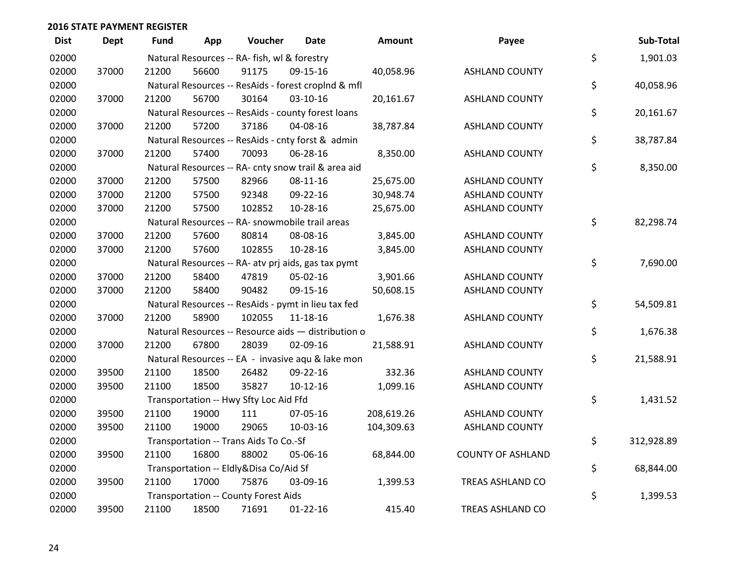**2016 STATE PAYMENT REGISTER**

| Dist | Dept | Fund | App | Voucher | Date | Amount | Payee | | Sub-Total |
|---|---|---|---|---|---|---|---|---|---|
| 02000 | | Natural Resources -- RA- fish, wl & forestry | | | | | | $ | 1,901.03 |
| 02000 | 37000 | 21200 | 56600 | 91175 | 09-15-16 | 40,058.96 | ASHLAND COUNTY | | |
| 02000 | | Natural Resources -- ResAids - forest croplnd & mfl | | | | | | $ | 40,058.96 |
| 02000 | 37000 | 21200 | 56700 | 30164 | 03-10-16 | 20,161.67 | ASHLAND COUNTY | | |
| 02000 | | Natural Resources -- ResAids - county forest loans | | | | | | $ | 20,161.67 |
| 02000 | 37000 | 21200 | 57200 | 37186 | 04-08-16 | 38,787.84 | ASHLAND COUNTY | | |
| 02000 | | Natural Resources -- ResAids - cnty forst & admin | | | | | | $ | 38,787.84 |
| 02000 | 37000 | 21200 | 57400 | 70093 | 06-28-16 | 8,350.00 | ASHLAND COUNTY | | |
| 02000 | | Natural Resources -- RA- cnty snow trail & area aid | | | | | | $ | 8,350.00 |
| 02000 | 37000 | 21200 | 57500 | 82966 | 08-11-16 | 25,675.00 | ASHLAND COUNTY | | |
| 02000 | 37000 | 21200 | 57500 | 92348 | 09-22-16 | 30,948.74 | ASHLAND COUNTY | | |
| 02000 | 37000 | 21200 | 57500 | 102852 | 10-28-16 | 25,675.00 | ASHLAND COUNTY | | |
| 02000 | | Natural Resources -- RA- snowmobile trail areas | | | | | | $ | 82,298.74 |
| 02000 | 37000 | 21200 | 57600 | 80814 | 08-08-16 | 3,845.00 | ASHLAND COUNTY | | |
| 02000 | 37000 | 21200 | 57600 | 102855 | 10-28-16 | 3,845.00 | ASHLAND COUNTY | | |
| 02000 | | Natural Resources -- RA- atv prj aids, gas tax pymt | | | | | | $ | 7,690.00 |
| 02000 | 37000 | 21200 | 58400 | 47819 | 05-02-16 | 3,901.66 | ASHLAND COUNTY | | |
| 02000 | 37000 | 21200 | 58400 | 90482 | 09-15-16 | 50,608.15 | ASHLAND COUNTY | | |
| 02000 | | Natural Resources -- ResAids - pymt in lieu tax fed | | | | | | $ | 54,509.81 |
| 02000 | 37000 | 21200 | 58900 | 102055 | 11-18-16 | 1,676.38 | ASHLAND COUNTY | | |
| 02000 | | Natural Resources -- Resource aids — distribution o | | | | | | $ | 1,676.38 |
| 02000 | 37000 | 21200 | 67800 | 28039 | 02-09-16 | 21,588.91 | ASHLAND COUNTY | | |
| 02000 | | Natural Resources -- EA - invasive aqu & lake mon | | | | | | $ | 21,588.91 |
| 02000 | 39500 | 21100 | 18500 | 26482 | 09-22-16 | 332.36 | ASHLAND COUNTY | | |
| 02000 | 39500 | 21100 | 18500 | 35827 | 10-12-16 | 1,099.16 | ASHLAND COUNTY | | |
| 02000 | | Transportation -- Hwy Sfty Loc Aid Ffd | | | | | | $ | 1,431.52 |
| 02000 | 39500 | 21100 | 19000 | 111 | 07-05-16 | 208,619.26 | ASHLAND COUNTY | | |
| 02000 | 39500 | 21100 | 19000 | 29065 | 10-03-16 | 104,309.63 | ASHLAND COUNTY | | |
| 02000 | | Transportation -- Trans Aids To Co.-Sf | | | | | | $ | 312,928.89 |
| 02000 | 39500 | 21100 | 16800 | 88002 | 05-06-16 | 68,844.00 | COUNTY OF ASHLAND | | |
| 02000 | | Transportation -- Eldly&Disa Co/Aid Sf | | | | | | $ | 68,844.00 |
| 02000 | 39500 | 21100 | 17000 | 75876 | 03-09-16 | 1,399.53 | TREAS ASHLAND CO | | |
| 02000 | | Transportation -- County Forest Aids | | | | | | $ | 1,399.53 |
| 02000 | 39500 | 21100 | 18500 | 71691 | 01-22-16 | 415.40 | TREAS ASHLAND CO | | |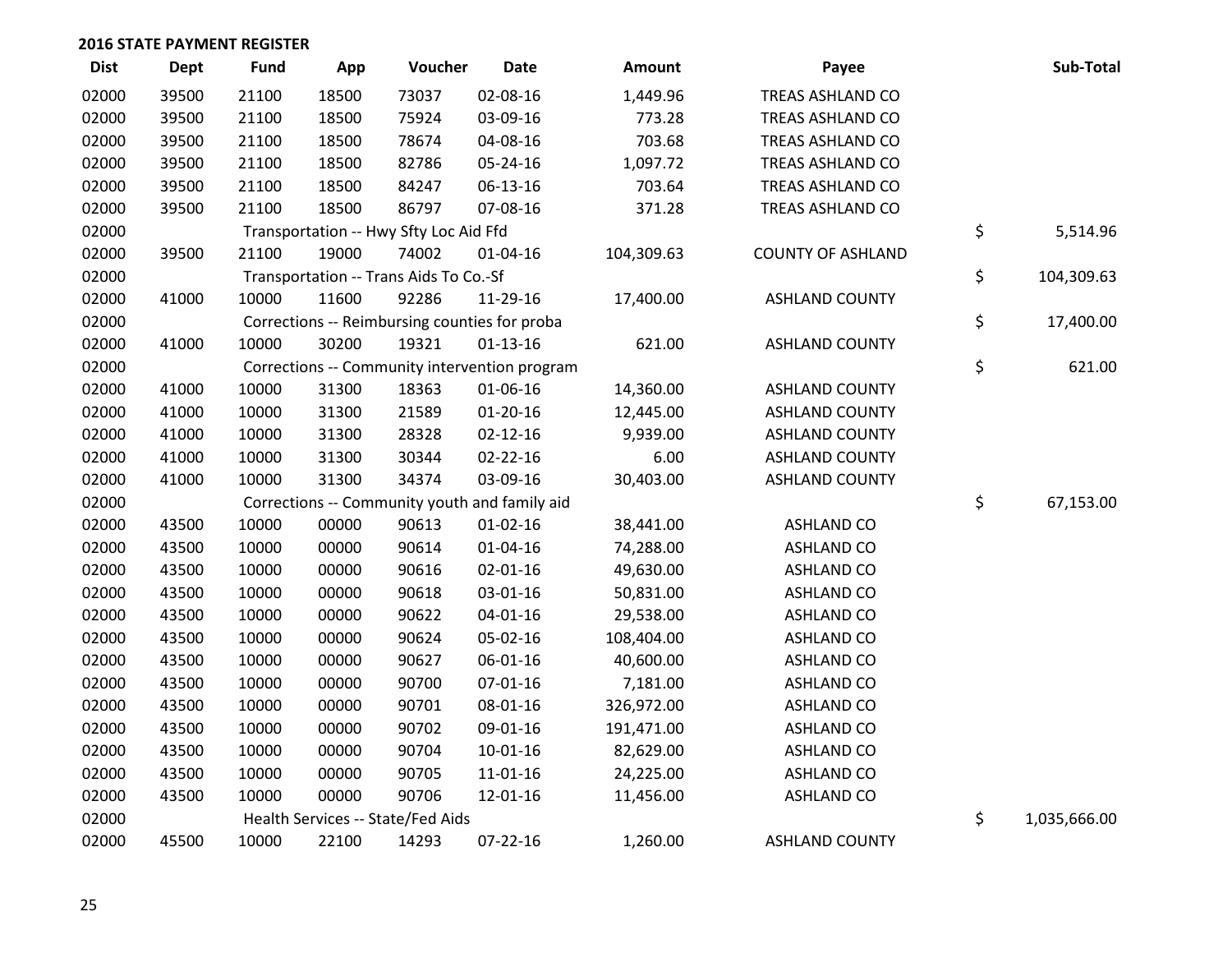**2016 STATE PAYMENT REGISTER**

| Dist | Dept | Fund | App | Voucher | Date | Amount | Payee | Sub-Total |
|---|---|---|---|---|---|---|---|---|
| 02000 | 39500 | 21100 | 18500 | 73037 | 02-08-16 | 1,449.96 | TREAS ASHLAND CO | |
| 02000 | 39500 | 21100 | 18500 | 75924 | 03-09-16 | 773.28 | TREAS ASHLAND CO | |
| 02000 | 39500 | 21100 | 18500 | 78674 | 04-08-16 | 703.68 | TREAS ASHLAND CO | |
| 02000 | 39500 | 21100 | 18500 | 82786 | 05-24-16 | 1,097.72 | TREAS ASHLAND CO | |
| 02000 | 39500 | 21100 | 18500 | 84247 | 06-13-16 | 703.64 | TREAS ASHLAND CO | |
| 02000 | 39500 | 21100 | 18500 | 86797 | 07-08-16 | 371.28 | TREAS ASHLAND CO | |
| 02000 | | Transportation -- Hwy Sfty Loc Aid Ffd | | | | | | $ 5,514.96 |
| 02000 | 39500 | 21100 | 19000 | 74002 | 01-04-16 | 104,309.63 | COUNTY OF ASHLAND | |
| 02000 | | Transportation -- Trans Aids To Co.-Sf | | | | | | $ 104,309.63 |
| 02000 | 41000 | 10000 | 11600 | 92286 | 11-29-16 | 17,400.00 | ASHLAND COUNTY | |
| 02000 | | Corrections -- Reimbursing counties for proba | | | | | | $ 17,400.00 |
| 02000 | 41000 | 10000 | 30200 | 19321 | 01-13-16 | 621.00 | ASHLAND COUNTY | |
| 02000 | | Corrections -- Community intervention program | | | | | | $ 621.00 |
| 02000 | 41000 | 10000 | 31300 | 18363 | 01-06-16 | 14,360.00 | ASHLAND COUNTY | |
| 02000 | 41000 | 10000 | 31300 | 21589 | 01-20-16 | 12,445.00 | ASHLAND COUNTY | |
| 02000 | 41000 | 10000 | 31300 | 28328 | 02-12-16 | 9,939.00 | ASHLAND COUNTY | |
| 02000 | 41000 | 10000 | 31300 | 30344 | 02-22-16 | 6.00 | ASHLAND COUNTY | |
| 02000 | 41000 | 10000 | 31300 | 34374 | 03-09-16 | 30,403.00 | ASHLAND COUNTY | |
| 02000 | | Corrections -- Community youth and family aid | | | | | | $ 67,153.00 |
| 02000 | 43500 | 10000 | 00000 | 90613 | 01-02-16 | 38,441.00 | ASHLAND CO | |
| 02000 | 43500 | 10000 | 00000 | 90614 | 01-04-16 | 74,288.00 | ASHLAND CO | |
| 02000 | 43500 | 10000 | 00000 | 90616 | 02-01-16 | 49,630.00 | ASHLAND CO | |
| 02000 | 43500 | 10000 | 00000 | 90618 | 03-01-16 | 50,831.00 | ASHLAND CO | |
| 02000 | 43500 | 10000 | 00000 | 90622 | 04-01-16 | 29,538.00 | ASHLAND CO | |
| 02000 | 43500 | 10000 | 00000 | 90624 | 05-02-16 | 108,404.00 | ASHLAND CO | |
| 02000 | 43500 | 10000 | 00000 | 90627 | 06-01-16 | 40,600.00 | ASHLAND CO | |
| 02000 | 43500 | 10000 | 00000 | 90700 | 07-01-16 | 7,181.00 | ASHLAND CO | |
| 02000 | 43500 | 10000 | 00000 | 90701 | 08-01-16 | 326,972.00 | ASHLAND CO | |
| 02000 | 43500 | 10000 | 00000 | 90702 | 09-01-16 | 191,471.00 | ASHLAND CO | |
| 02000 | 43500 | 10000 | 00000 | 90704 | 10-01-16 | 82,629.00 | ASHLAND CO | |
| 02000 | 43500 | 10000 | 00000 | 90705 | 11-01-16 | 24,225.00 | ASHLAND CO | |
| 02000 | 43500 | 10000 | 00000 | 90706 | 12-01-16 | 11,456.00 | ASHLAND CO | |
| 02000 | | Health Services -- State/Fed Aids | | | | | | $ 1,035,666.00 |
| 02000 | 45500 | 10000 | 22100 | 14293 | 07-22-16 | 1,260.00 | ASHLAND COUNTY | |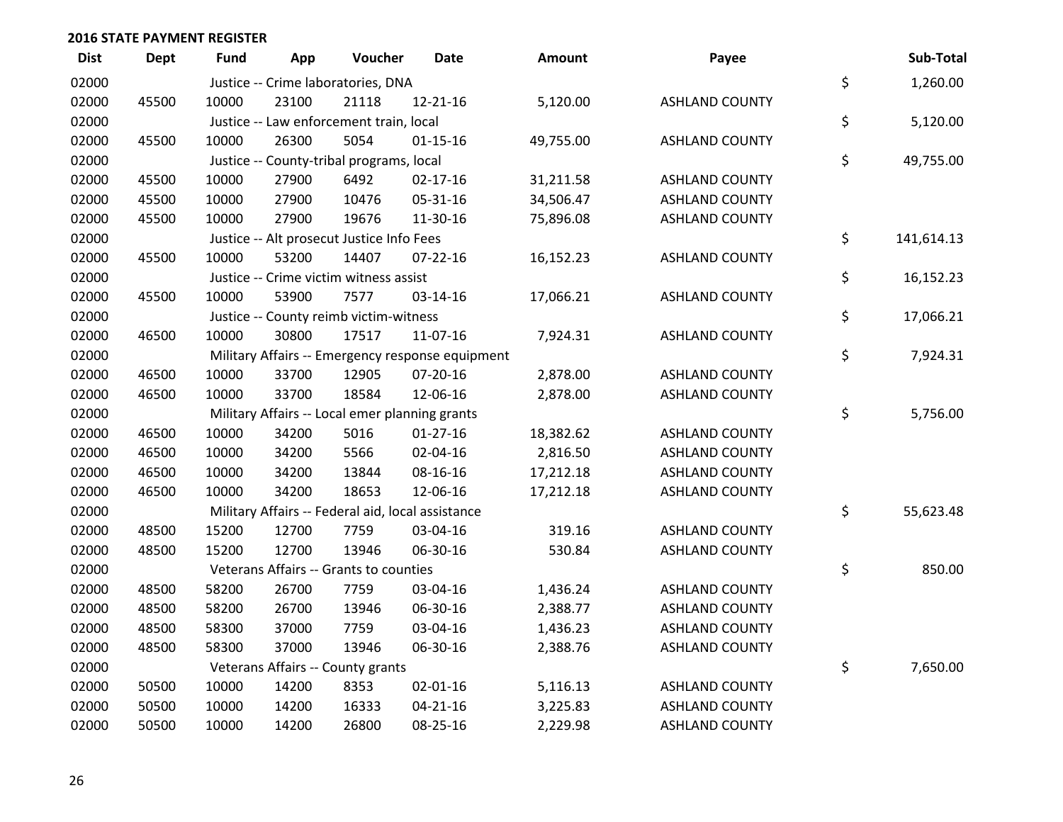## 2016 STATE PAYMENT REGISTER

| Dist | Dept | Fund | App | Voucher | Date | Amount | Payee | | Sub-Total |
|---|---|---|---|---|---|---|---|---|---|
| 02000 | | Justice -- Crime laboratories, DNA | | | | | | $ | 1,260.00 |
| 02000 | 45500 | 10000 | 23100 | 21118 | 12-21-16 | 5,120.00 | ASHLAND COUNTY | | |
| 02000 | | Justice -- Law enforcement train, local | | | | | | $ | 5,120.00 |
| 02000 | 45500 | 10000 | 26300 | 5054 | 01-15-16 | 49,755.00 | ASHLAND COUNTY | | |
| 02000 | | Justice -- County-tribal programs, local | | | | | | $ | 49,755.00 |
| 02000 | 45500 | 10000 | 27900 | 6492 | 02-17-16 | 31,211.58 | ASHLAND COUNTY | | |
| 02000 | 45500 | 10000 | 27900 | 10476 | 05-31-16 | 34,506.47 | ASHLAND COUNTY | | |
| 02000 | 45500 | 10000 | 27900 | 19676 | 11-30-16 | 75,896.08 | ASHLAND COUNTY | | |
| 02000 | | Justice -- Alt prosecut Justice Info Fees | | | | | | $ | 141,614.13 |
| 02000 | 45500 | 10000 | 53200 | 14407 | 07-22-16 | 16,152.23 | ASHLAND COUNTY | | |
| 02000 | | Justice -- Crime victim witness assist | | | | | | $ | 16,152.23 |
| 02000 | 45500 | 10000 | 53900 | 7577 | 03-14-16 | 17,066.21 | ASHLAND COUNTY | | |
| 02000 | | Justice -- County reimb victim-witness | | | | | | $ | 17,066.21 |
| 02000 | 46500 | 10000 | 30800 | 17517 | 11-07-16 | 7,924.31 | ASHLAND COUNTY | | |
| 02000 | | Military Affairs -- Emergency response equipment | | | | | | $ | 7,924.31 |
| 02000 | 46500 | 10000 | 33700 | 12905 | 07-20-16 | 2,878.00 | ASHLAND COUNTY | | |
| 02000 | 46500 | 10000 | 33700 | 18584 | 12-06-16 | 2,878.00 | ASHLAND COUNTY | | |
| 02000 | | Military Affairs -- Local emer planning grants | | | | | | $ | 5,756.00 |
| 02000 | 46500 | 10000 | 34200 | 5016 | 01-27-16 | 18,382.62 | ASHLAND COUNTY | | |
| 02000 | 46500 | 10000 | 34200 | 5566 | 02-04-16 | 2,816.50 | ASHLAND COUNTY | | |
| 02000 | 46500 | 10000 | 34200 | 13844 | 08-16-16 | 17,212.18 | ASHLAND COUNTY | | |
| 02000 | 46500 | 10000 | 34200 | 18653 | 12-06-16 | 17,212.18 | ASHLAND COUNTY | | |
| 02000 | | Military Affairs -- Federal aid, local assistance | | | | | | $ | 55,623.48 |
| 02000 | 48500 | 15200 | 12700 | 7759 | 03-04-16 | 319.16 | ASHLAND COUNTY | | |
| 02000 | 48500 | 15200 | 12700 | 13946 | 06-30-16 | 530.84 | ASHLAND COUNTY | | |
| 02000 | | Veterans Affairs -- Grants to counties | | | | | | $ | 850.00 |
| 02000 | 48500 | 58200 | 26700 | 7759 | 03-04-16 | 1,436.24 | ASHLAND COUNTY | | |
| 02000 | 48500 | 58200 | 26700 | 13946 | 06-30-16 | 2,388.77 | ASHLAND COUNTY | | |
| 02000 | 48500 | 58300 | 37000 | 7759 | 03-04-16 | 1,436.23 | ASHLAND COUNTY | | |
| 02000 | 48500 | 58300 | 37000 | 13946 | 06-30-16 | 2,388.76 | ASHLAND COUNTY | | |
| 02000 | | Veterans Affairs -- County grants | | | | | | $ | 7,650.00 |
| 02000 | 50500 | 10000 | 14200 | 8353 | 02-01-16 | 5,116.13 | ASHLAND COUNTY | | |
| 02000 | 50500 | 10000 | 14200 | 16333 | 04-21-16 | 3,225.83 | ASHLAND COUNTY | | |
| 02000 | 50500 | 10000 | 14200 | 26800 | 08-25-16 | 2,229.98 | ASHLAND COUNTY | | |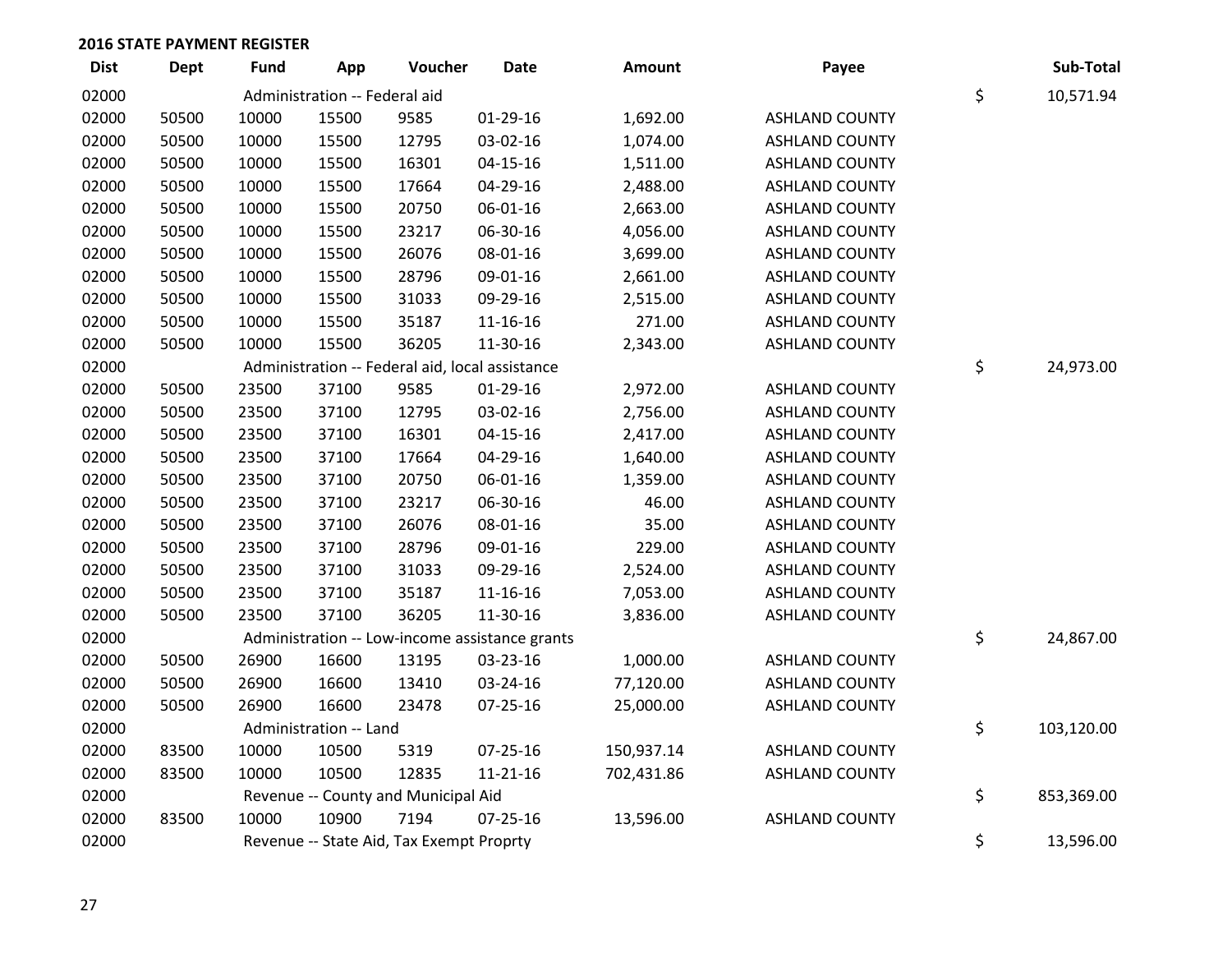## 2016 STATE PAYMENT REGISTER

| Dist | Dept | Fund | App | Voucher | Date | Amount | Payee | | Sub-Total |
|---|---|---|---|---|---|---|---|---|---|
| 02000 | | Administration -- Federal aid | | | | | | $ | 10,571.94 |
| 02000 | 50500 | 10000 | 15500 | 9585 | 01-29-16 | 1,692.00 | ASHLAND COUNTY | | |
| 02000 | 50500 | 10000 | 15500 | 12795 | 03-02-16 | 1,074.00 | ASHLAND COUNTY | | |
| 02000 | 50500 | 10000 | 15500 | 16301 | 04-15-16 | 1,511.00 | ASHLAND COUNTY | | |
| 02000 | 50500 | 10000 | 15500 | 17664 | 04-29-16 | 2,488.00 | ASHLAND COUNTY | | |
| 02000 | 50500 | 10000 | 15500 | 20750 | 06-01-16 | 2,663.00 | ASHLAND COUNTY | | |
| 02000 | 50500 | 10000 | 15500 | 23217 | 06-30-16 | 4,056.00 | ASHLAND COUNTY | | |
| 02000 | 50500 | 10000 | 15500 | 26076 | 08-01-16 | 3,699.00 | ASHLAND COUNTY | | |
| 02000 | 50500 | 10000 | 15500 | 28796 | 09-01-16 | 2,661.00 | ASHLAND COUNTY | | |
| 02000 | 50500 | 10000 | 15500 | 31033 | 09-29-16 | 2,515.00 | ASHLAND COUNTY | | |
| 02000 | 50500 | 10000 | 15500 | 35187 | 11-16-16 | 271.00 | ASHLAND COUNTY | | |
| 02000 | 50500 | 10000 | 15500 | 36205 | 11-30-16 | 2,343.00 | ASHLAND COUNTY | | |
| 02000 | | Administration -- Federal aid, local assistance | | | | | | $ | 24,973.00 |
| 02000 | 50500 | 23500 | 37100 | 9585 | 01-29-16 | 2,972.00 | ASHLAND COUNTY | | |
| 02000 | 50500 | 23500 | 37100 | 12795 | 03-02-16 | 2,756.00 | ASHLAND COUNTY | | |
| 02000 | 50500 | 23500 | 37100 | 16301 | 04-15-16 | 2,417.00 | ASHLAND COUNTY | | |
| 02000 | 50500 | 23500 | 37100 | 17664 | 04-29-16 | 1,640.00 | ASHLAND COUNTY | | |
| 02000 | 50500 | 23500 | 37100 | 20750 | 06-01-16 | 1,359.00 | ASHLAND COUNTY | | |
| 02000 | 50500 | 23500 | 37100 | 23217 | 06-30-16 | 46.00 | ASHLAND COUNTY | | |
| 02000 | 50500 | 23500 | 37100 | 26076 | 08-01-16 | 35.00 | ASHLAND COUNTY | | |
| 02000 | 50500 | 23500 | 37100 | 28796 | 09-01-16 | 229.00 | ASHLAND COUNTY | | |
| 02000 | 50500 | 23500 | 37100 | 31033 | 09-29-16 | 2,524.00 | ASHLAND COUNTY | | |
| 02000 | 50500 | 23500 | 37100 | 35187 | 11-16-16 | 7,053.00 | ASHLAND COUNTY | | |
| 02000 | 50500 | 23500 | 37100 | 36205 | 11-30-16 | 3,836.00 | ASHLAND COUNTY | | |
| 02000 | | Administration -- Low-income assistance grants | | | | | | $ | 24,867.00 |
| 02000 | 50500 | 26900 | 16600 | 13195 | 03-23-16 | 1,000.00 | ASHLAND COUNTY | | |
| 02000 | 50500 | 26900 | 16600 | 13410 | 03-24-16 | 77,120.00 | ASHLAND COUNTY | | |
| 02000 | 50500 | 26900 | 16600 | 23478 | 07-25-16 | 25,000.00 | ASHLAND COUNTY | | |
| 02000 | | Administration -- Land | | | | | | $ | 103,120.00 |
| 02000 | 83500 | 10000 | 10500 | 5319 | 07-25-16 | 150,937.14 | ASHLAND COUNTY | | |
| 02000 | 83500 | 10000 | 10500 | 12835 | 11-21-16 | 702,431.86 | ASHLAND COUNTY | | |
| 02000 | | Revenue -- County and Municipal Aid | | | | | | $ | 853,369.00 |
| 02000 | 83500 | 10000 | 10900 | 7194 | 07-25-16 | 13,596.00 | ASHLAND COUNTY | | |
| 02000 | | Revenue -- State Aid, Tax Exempt Proprty | | | | | | $ | 13,596.00 |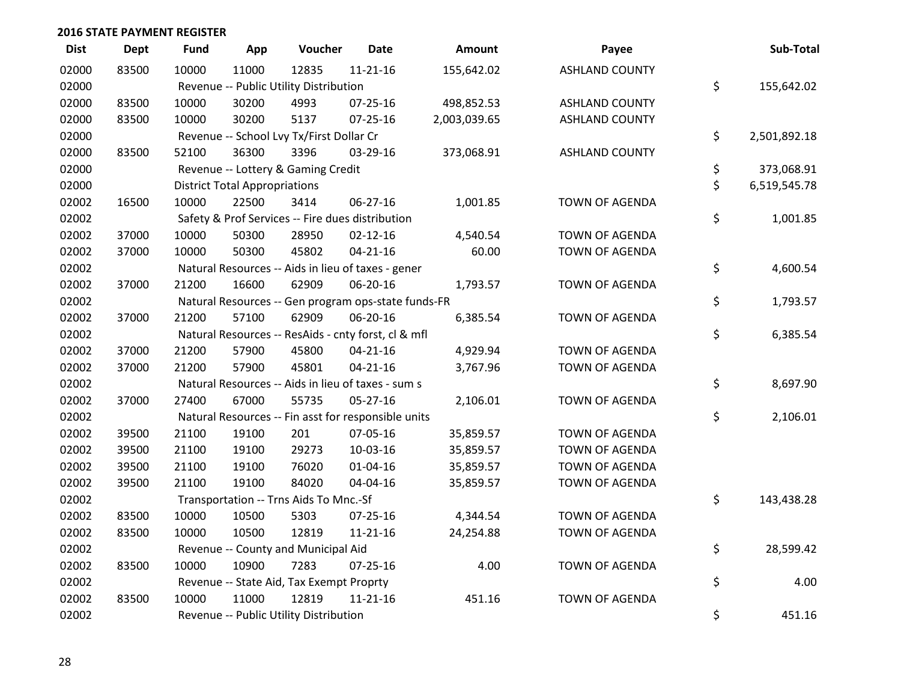## 2016 STATE PAYMENT REGISTER

| Dist | Dept | Fund | App | Voucher | Date | Amount | Payee | Sub-Total |
|---|---|---|---|---|---|---|---|---|
| 02000 | 83500 | 10000 | 11000 | 12835 | 11-21-16 | 155,642.02 | ASHLAND COUNTY | |
| 02000 | | Revenue -- Public Utility Distribution | | | | | | $ 155,642.02 |
| 02000 | 83500 | 10000 | 30200 | 4993 | 07-25-16 | 498,852.53 | ASHLAND COUNTY | |
| 02000 | 83500 | 10000 | 30200 | 5137 | 07-25-16 | 2,003,039.65 | ASHLAND COUNTY | |
| 02000 | | Revenue -- School Lvy Tx/First Dollar Cr | | | | | | $ 2,501,892.18 |
| 02000 | 83500 | 52100 | 36300 | 3396 | 03-29-16 | 373,068.91 | ASHLAND COUNTY | |
| 02000 | | Revenue -- Lottery & Gaming Credit | | | | | | $ 373,068.91 |
| 02000 | | District Total Appropriations | | | | | | $ 6,519,545.78 |
| 02002 | 16500 | 10000 | 22500 | 3414 | 06-27-16 | 1,001.85 | TOWN OF AGENDA | |
| 02002 | | Safety & Prof Services -- Fire dues distribution | | | | | | $ 1,001.85 |
| 02002 | 37000 | 10000 | 50300 | 28950 | 02-12-16 | 4,540.54 | TOWN OF AGENDA | |
| 02002 | 37000 | 10000 | 50300 | 45802 | 04-21-16 | 60.00 | TOWN OF AGENDA | |
| 02002 | | Natural Resources -- Aids in lieu of taxes - gener | | | | | | $ 4,600.54 |
| 02002 | 37000 | 21200 | 16600 | 62909 | 06-20-16 | 1,793.57 | TOWN OF AGENDA | |
| 02002 | | Natural Resources -- Gen program ops-state funds-FR | | | | | | $ 1,793.57 |
| 02002 | 37000 | 21200 | 57100 | 62909 | 06-20-16 | 6,385.54 | TOWN OF AGENDA | |
| 02002 | | Natural Resources -- ResAids - cnty forst, cl & mfl | | | | | | $ 6,385.54 |
| 02002 | 37000 | 21200 | 57900 | 45800 | 04-21-16 | 4,929.94 | TOWN OF AGENDA | |
| 02002 | 37000 | 21200 | 57900 | 45801 | 04-21-16 | 3,767.96 | TOWN OF AGENDA | |
| 02002 | | Natural Resources -- Aids in lieu of taxes - sum s | | | | | | $ 8,697.90 |
| 02002 | 37000 | 27400 | 67000 | 55735 | 05-27-16 | 2,106.01 | TOWN OF AGENDA | |
| 02002 | | Natural Resources -- Fin asst for responsible units | | | | | | $ 2,106.01 |
| 02002 | 39500 | 21100 | 19100 | 201 | 07-05-16 | 35,859.57 | TOWN OF AGENDA | |
| 02002 | 39500 | 21100 | 19100 | 29273 | 10-03-16 | 35,859.57 | TOWN OF AGENDA | |
| 02002 | 39500 | 21100 | 19100 | 76020 | 01-04-16 | 35,859.57 | TOWN OF AGENDA | |
| 02002 | 39500 | 21100 | 19100 | 84020 | 04-04-16 | 35,859.57 | TOWN OF AGENDA | |
| 02002 | | Transportation -- Trns Aids To Mnc.-Sf | | | | | | $ 143,438.28 |
| 02002 | 83500 | 10000 | 10500 | 5303 | 07-25-16 | 4,344.54 | TOWN OF AGENDA | |
| 02002 | 83500 | 10000 | 10500 | 12819 | 11-21-16 | 24,254.88 | TOWN OF AGENDA | |
| 02002 | | Revenue -- County and Municipal Aid | | | | | | $ 28,599.42 |
| 02002 | 83500 | 10000 | 10900 | 7283 | 07-25-16 | 4.00 | TOWN OF AGENDA | |
| 02002 | | Revenue -- State Aid, Tax Exempt Proprty | | | | | | $ 4.00 |
| 02002 | 83500 | 10000 | 11000 | 12819 | 11-21-16 | 451.16 | TOWN OF AGENDA | |
| 02002 | | Revenue -- Public Utility Distribution | | | | | | $ 451.16 |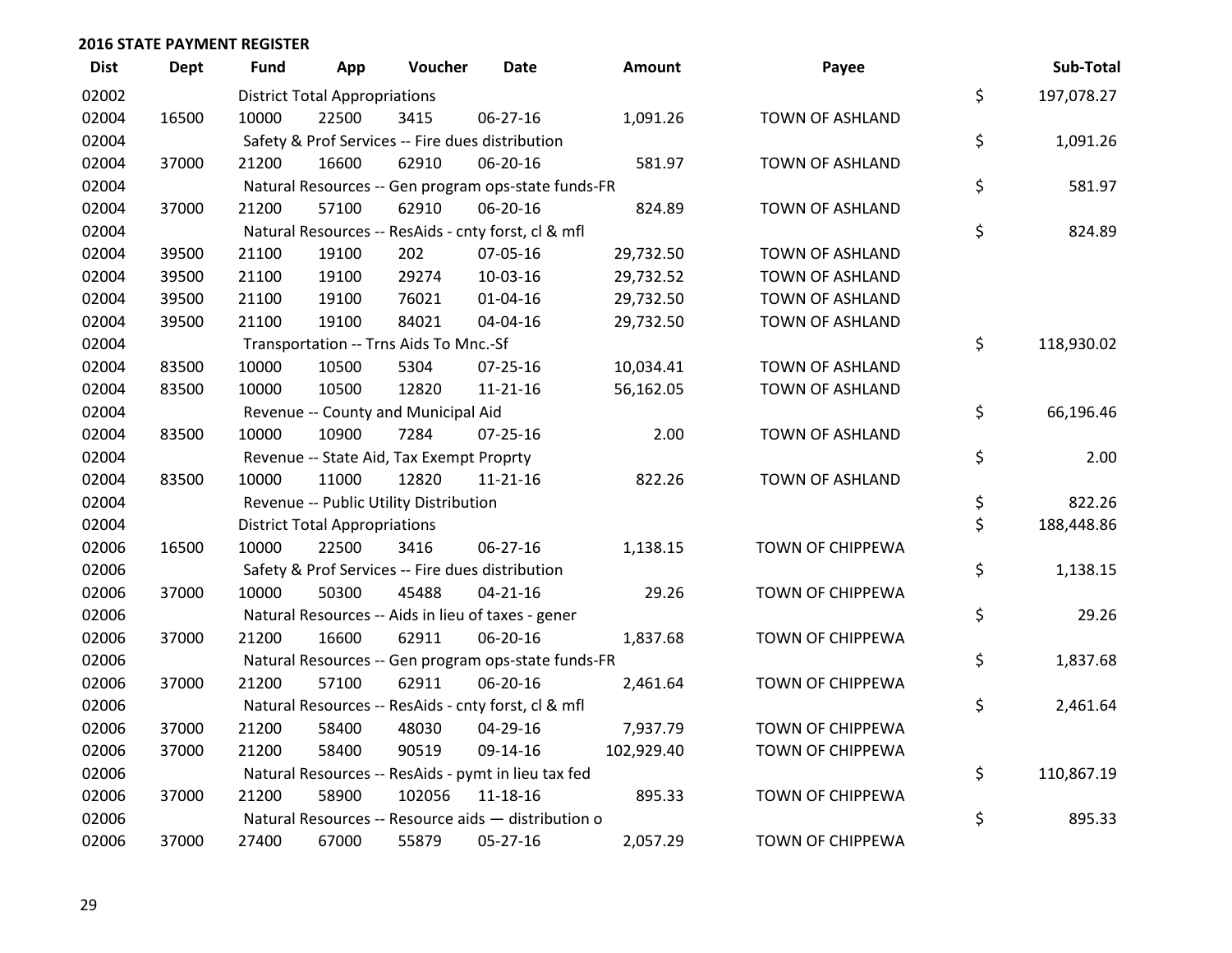## 2016 STATE PAYMENT REGISTER

| Dist | Dept | Fund | App | Voucher | Date | Amount | Payee | Sub-Total |
|---|---|---|---|---|---|---|---|---|
| 02002 | | District Total Appropriations | | | | | | $ 197,078.27 |
| 02004 | 16500 | 10000 | 22500 | 3415 | 06-27-16 | 1,091.26 | TOWN OF ASHLAND | |
| 02004 | | Safety & Prof Services -- Fire dues distribution | | | | | | $ 1,091.26 |
| 02004 | 37000 | 21200 | 16600 | 62910 | 06-20-16 | 581.97 | TOWN OF ASHLAND | |
| 02004 | | Natural Resources -- Gen program ops-state funds-FR | | | | | | $ 581.97 |
| 02004 | 37000 | 21200 | 57100 | 62910 | 06-20-16 | 824.89 | TOWN OF ASHLAND | |
| 02004 | | Natural Resources -- ResAids - cnty forst, cl & mfl | | | | | | $ 824.89 |
| 02004 | 39500 | 21100 | 19100 | 202 | 07-05-16 | 29,732.50 | TOWN OF ASHLAND | |
| 02004 | 39500 | 21100 | 19100 | 29274 | 10-03-16 | 29,732.52 | TOWN OF ASHLAND | |
| 02004 | 39500 | 21100 | 19100 | 76021 | 01-04-16 | 29,732.50 | TOWN OF ASHLAND | |
| 02004 | 39500 | 21100 | 19100 | 84021 | 04-04-16 | 29,732.50 | TOWN OF ASHLAND | |
| 02004 | | Transportation -- Trns Aids To Mnc.-Sf | | | | | | $ 118,930.02 |
| 02004 | 83500 | 10000 | 10500 | 5304 | 07-25-16 | 10,034.41 | TOWN OF ASHLAND | |
| 02004 | 83500 | 10000 | 10500 | 12820 | 11-21-16 | 56,162.05 | TOWN OF ASHLAND | |
| 02004 | | Revenue -- County and Municipal Aid | | | | | | $ 66,196.46 |
| 02004 | 83500 | 10000 | 10900 | 7284 | 07-25-16 | 2.00 | TOWN OF ASHLAND | |
| 02004 | | Revenue -- State Aid, Tax Exempt Proprty | | | | | | $ 2.00 |
| 02004 | 83500 | 10000 | 11000 | 12820 | 11-21-16 | 822.26 | TOWN OF ASHLAND | |
| 02004 | | Revenue -- Public Utility Distribution | | | | | | $ 822.26 |
| 02004 | | District Total Appropriations | | | | | | $ 188,448.86 |
| 02006 | 16500 | 10000 | 22500 | 3416 | 06-27-16 | 1,138.15 | TOWN OF CHIPPEWA | |
| 02006 | | Safety & Prof Services -- Fire dues distribution | | | | | | $ 1,138.15 |
| 02006 | 37000 | 10000 | 50300 | 45488 | 04-21-16 | 29.26 | TOWN OF CHIPPEWA | |
| 02006 | | Natural Resources -- Aids in lieu of taxes - gener | | | | | | $ 29.26 |
| 02006 | 37000 | 21200 | 16600 | 62911 | 06-20-16 | 1,837.68 | TOWN OF CHIPPEWA | |
| 02006 | | Natural Resources -- Gen program ops-state funds-FR | | | | | | $ 1,837.68 |
| 02006 | 37000 | 21200 | 57100 | 62911 | 06-20-16 | 2,461.64 | TOWN OF CHIPPEWA | |
| 02006 | | Natural Resources -- ResAids - cnty forst, cl & mfl | | | | | | $ 2,461.64 |
| 02006 | 37000 | 21200 | 58400 | 48030 | 04-29-16 | 7,937.79 | TOWN OF CHIPPEWA | |
| 02006 | 37000 | 21200 | 58400 | 90519 | 09-14-16 | 102,929.40 | TOWN OF CHIPPEWA | |
| 02006 | | Natural Resources -- ResAids - pymt in lieu tax fed | | | | | | $ 110,867.19 |
| 02006 | 37000 | 21200 | 58900 | 102056 | 11-18-16 | 895.33 | TOWN OF CHIPPEWA | |
| 02006 | | Natural Resources -- Resource aids — distribution o | | | | | | $ 895.33 |
| 02006 | 37000 | 27400 | 67000 | 55879 | 05-27-16 | 2,057.29 | TOWN OF CHIPPEWA | |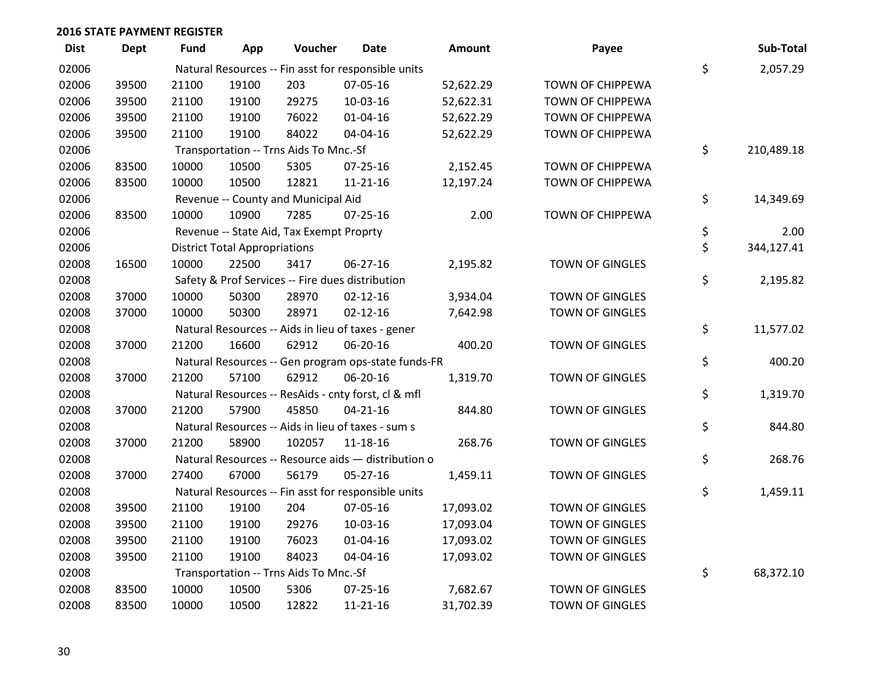**2016 STATE PAYMENT REGISTER**

| Dist | Dept | Fund | App | Voucher | Date | Amount | Payee | Sub-Total |
|---|---|---|---|---|---|---|---|---|
| 02006 | | Natural Resources -- Fin asst for responsible units | | | | | | $ 2,057.29 |
| 02006 | 39500 | 21100 | 19100 | 203 | 07-05-16 | 52,622.29 | TOWN OF CHIPPEWA | |
| 02006 | 39500 | 21100 | 19100 | 29275 | 10-03-16 | 52,622.31 | TOWN OF CHIPPEWA | |
| 02006 | 39500 | 21100 | 19100 | 76022 | 01-04-16 | 52,622.29 | TOWN OF CHIPPEWA | |
| 02006 | 39500 | 21100 | 19100 | 84022 | 04-04-16 | 52,622.29 | TOWN OF CHIPPEWA | |
| 02006 | | Transportation -- Trns Aids To Mnc.-Sf | | | | | | $ 210,489.18 |
| 02006 | 83500 | 10000 | 10500 | 5305 | 07-25-16 | 2,152.45 | TOWN OF CHIPPEWA | |
| 02006 | 83500 | 10000 | 10500 | 12821 | 11-21-16 | 12,197.24 | TOWN OF CHIPPEWA | |
| 02006 | | Revenue -- County and Municipal Aid | | | | | | $ 14,349.69 |
| 02006 | 83500 | 10000 | 10900 | 7285 | 07-25-16 | 2.00 | TOWN OF CHIPPEWA | |
| 02006 | | Revenue -- State Aid, Tax Exempt Proprty | | | | | | $ 2.00 |
| 02006 | | District Total Appropriations | | | | | | $ 344,127.41 |
| 02008 | 16500 | 10000 | 22500 | 3417 | 06-27-16 | 2,195.82 | TOWN OF GINGLES | |
| 02008 | | Safety & Prof Services -- Fire dues distribution | | | | | | $ 2,195.82 |
| 02008 | 37000 | 10000 | 50300 | 28970 | 02-12-16 | 3,934.04 | TOWN OF GINGLES | |
| 02008 | 37000 | 10000 | 50300 | 28971 | 02-12-16 | 7,642.98 | TOWN OF GINGLES | |
| 02008 | | Natural Resources -- Aids in lieu of taxes - gener | | | | | | $ 11,577.02 |
| 02008 | 37000 | 21200 | 16600 | 62912 | 06-20-16 | 400.20 | TOWN OF GINGLES | |
| 02008 | | Natural Resources -- Gen program ops-state funds-FR | | | | | | $ 400.20 |
| 02008 | 37000 | 21200 | 57100 | 62912 | 06-20-16 | 1,319.70 | TOWN OF GINGLES | |
| 02008 | | Natural Resources -- ResAids - cnty forst, cl & mfl | | | | | | $ 1,319.70 |
| 02008 | 37000 | 21200 | 57900 | 45850 | 04-21-16 | 844.80 | TOWN OF GINGLES | |
| 02008 | | Natural Resources -- Aids in lieu of taxes - sum s | | | | | | $ 844.80 |
| 02008 | 37000 | 21200 | 58900 | 102057 | 11-18-16 | 268.76 | TOWN OF GINGLES | |
| 02008 | | Natural Resources -- Resource aids — distribution o | | | | | | $ 268.76 |
| 02008 | 37000 | 27400 | 67000 | 56179 | 05-27-16 | 1,459.11 | TOWN OF GINGLES | |
| 02008 | | Natural Resources -- Fin asst for responsible units | | | | | | $ 1,459.11 |
| 02008 | 39500 | 21100 | 19100 | 204 | 07-05-16 | 17,093.02 | TOWN OF GINGLES | |
| 02008 | 39500 | 21100 | 19100 | 29276 | 10-03-16 | 17,093.04 | TOWN OF GINGLES | |
| 02008 | 39500 | 21100 | 19100 | 76023 | 01-04-16 | 17,093.02 | TOWN OF GINGLES | |
| 02008 | 39500 | 21100 | 19100 | 84023 | 04-04-16 | 17,093.02 | TOWN OF GINGLES | |
| 02008 | | Transportation -- Trns Aids To Mnc.-Sf | | | | | | $ 68,372.10 |
| 02008 | 83500 | 10000 | 10500 | 5306 | 07-25-16 | 7,682.67 | TOWN OF GINGLES | |
| 02008 | 83500 | 10000 | 10500 | 12822 | 11-21-16 | 31,702.39 | TOWN OF GINGLES | |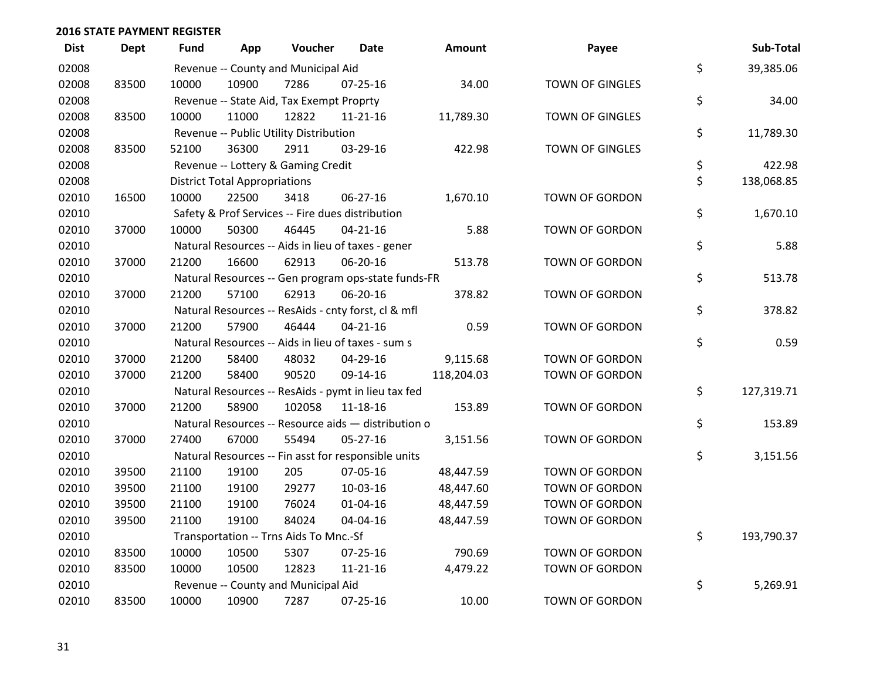## 2016 STATE PAYMENT REGISTER

| Dist | Dept | Fund | App | Voucher | Date | Amount | Payee | | Sub-Total |
|---|---|---|---|---|---|---|---|---|---|
| 02008 | | Revenue -- County and Municipal Aid | | | | | | $ | 39,385.06 |
| 02008 | 83500 | 10000 | 10900 | 7286 | 07-25-16 | 34.00 | TOWN OF GINGLES | | |
| 02008 | | Revenue -- State Aid, Tax Exempt Proprty | | | | | | $ | 34.00 |
| 02008 | 83500 | 10000 | 11000 | 12822 | 11-21-16 | 11,789.30 | TOWN OF GINGLES | | |
| 02008 | | Revenue -- Public Utility Distribution | | | | | | $ | 11,789.30 |
| 02008 | 83500 | 52100 | 36300 | 2911 | 03-29-16 | 422.98 | TOWN OF GINGLES | | |
| 02008 | | Revenue -- Lottery & Gaming Credit | | | | | | $ | 422.98 |
| 02008 | | District Total Appropriations | | | | | | $ | 138,068.85 |
| 02010 | 16500 | 10000 | 22500 | 3418 | 06-27-16 | 1,670.10 | TOWN OF GORDON | | |
| 02010 | | Safety & Prof Services -- Fire dues distribution | | | | | | $ | 1,670.10 |
| 02010 | 37000 | 10000 | 50300 | 46445 | 04-21-16 | 5.88 | TOWN OF GORDON | | |
| 02010 | | Natural Resources -- Aids in lieu of taxes - gener | | | | | | $ | 5.88 |
| 02010 | 37000 | 21200 | 16600 | 62913 | 06-20-16 | 513.78 | TOWN OF GORDON | | |
| 02010 | | Natural Resources -- Gen program ops-state funds-FR | | | | | | $ | 513.78 |
| 02010 | 37000 | 21200 | 57100 | 62913 | 06-20-16 | 378.82 | TOWN OF GORDON | | |
| 02010 | | Natural Resources -- ResAids - cnty forst, cl & mfl | | | | | | $ | 378.82 |
| 02010 | 37000 | 21200 | 57900 | 46444 | 04-21-16 | 0.59 | TOWN OF GORDON | | |
| 02010 | | Natural Resources -- Aids in lieu of taxes - sum s | | | | | | $ | 0.59 |
| 02010 | 37000 | 21200 | 58400 | 48032 | 04-29-16 | 9,115.68 | TOWN OF GORDON | | |
| 02010 | 37000 | 21200 | 58400 | 90520 | 09-14-16 | 118,204.03 | TOWN OF GORDON | | |
| 02010 | | Natural Resources -- ResAids - pymt in lieu tax fed | | | | | | $ | 127,319.71 |
| 02010 | 37000 | 21200 | 58900 | 102058 | 11-18-16 | 153.89 | TOWN OF GORDON | | |
| 02010 | | Natural Resources -- Resource aids — distribution o | | | | | | $ | 153.89 |
| 02010 | 37000 | 27400 | 67000 | 55494 | 05-27-16 | 3,151.56 | TOWN OF GORDON | | |
| 02010 | | Natural Resources -- Fin asst for responsible units | | | | | | $ | 3,151.56 |
| 02010 | 39500 | 21100 | 19100 | 205 | 07-05-16 | 48,447.59 | TOWN OF GORDON | | |
| 02010 | 39500 | 21100 | 19100 | 29277 | 10-03-16 | 48,447.60 | TOWN OF GORDON | | |
| 02010 | 39500 | 21100 | 19100 | 76024 | 01-04-16 | 48,447.59 | TOWN OF GORDON | | |
| 02010 | 39500 | 21100 | 19100 | 84024 | 04-04-16 | 48,447.59 | TOWN OF GORDON | | |
| 02010 | | Transportation -- Trns Aids To Mnc.-Sf | | | | | | $ | 193,790.37 |
| 02010 | 83500 | 10000 | 10500 | 5307 | 07-25-16 | 790.69 | TOWN OF GORDON | | |
| 02010 | 83500 | 10000 | 10500 | 12823 | 11-21-16 | 4,479.22 | TOWN OF GORDON | | |
| 02010 | | Revenue -- County and Municipal Aid | | | | | | $ | 5,269.91 |
| 02010 | 83500 | 10000 | 10900 | 7287 | 07-25-16 | 10.00 | TOWN OF GORDON | | |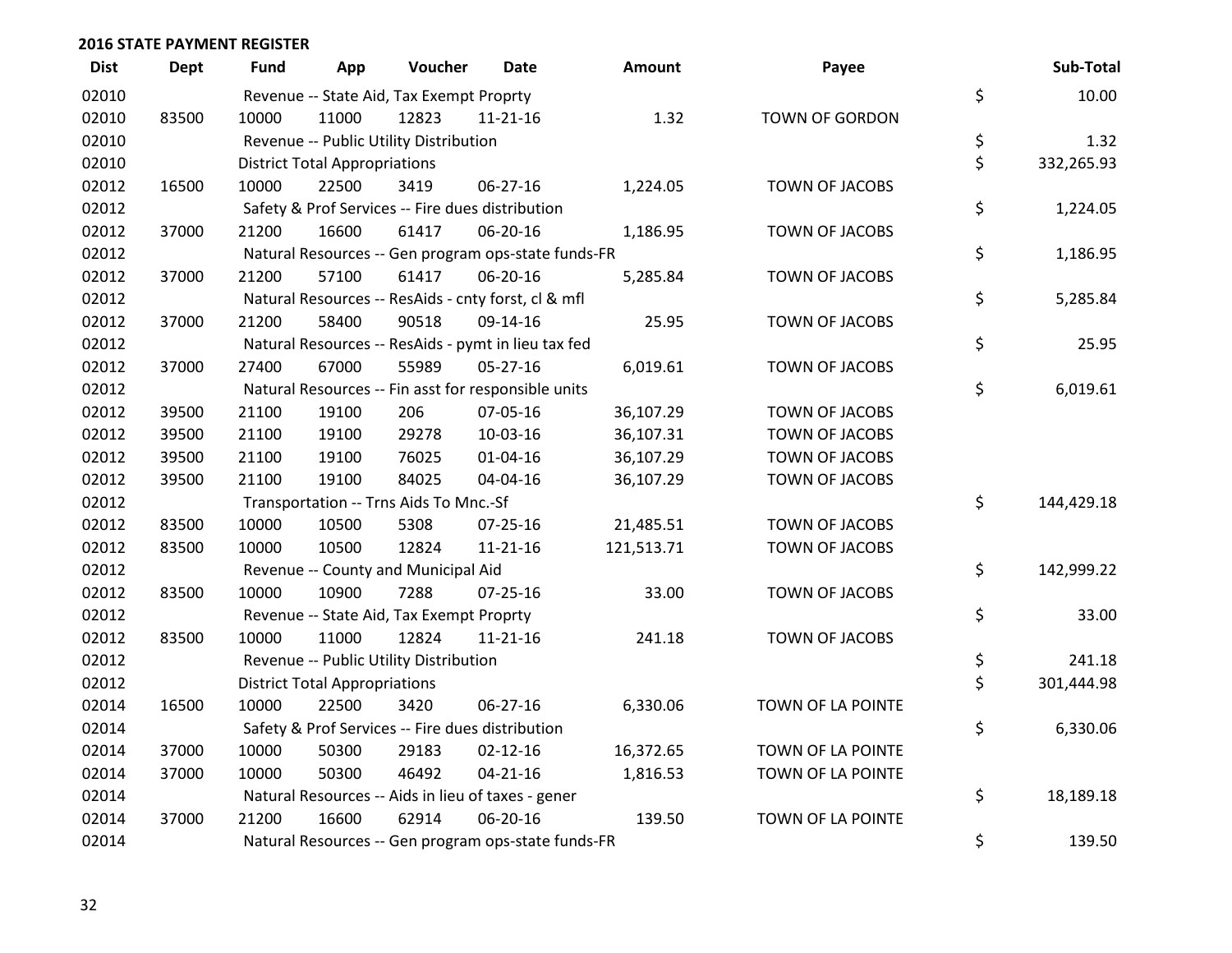## 2016 STATE PAYMENT REGISTER

| Dist | Dept | Fund | App | Voucher | Date | Amount | Payee | Sub-Total |
|---|---|---|---|---|---|---|---|---|
| 02010 | | Revenue -- State Aid, Tax Exempt Proprty | | | | | | $ 10.00 |
| 02010 | 83500 | 10000 | 11000 | 12823 | 11-21-16 | 1.32 | TOWN OF GORDON | |
| 02010 | | Revenue -- Public Utility Distribution | | | | | | $ 1.32 |
| 02010 | | District Total Appropriations | | | | | | $ 332,265.93 |
| 02012 | 16500 | 10000 | 22500 | 3419 | 06-27-16 | 1,224.05 | TOWN OF JACOBS | |
| 02012 | | Safety & Prof Services -- Fire dues distribution | | | | | | $ 1,224.05 |
| 02012 | 37000 | 21200 | 16600 | 61417 | 06-20-16 | 1,186.95 | TOWN OF JACOBS | |
| 02012 | | Natural Resources -- Gen program ops-state funds-FR | | | | | | $ 1,186.95 |
| 02012 | 37000 | 21200 | 57100 | 61417 | 06-20-16 | 5,285.84 | TOWN OF JACOBS | |
| 02012 | | Natural Resources -- ResAids - cnty forst, cl & mfl | | | | | | $ 5,285.84 |
| 02012 | 37000 | 21200 | 58400 | 90518 | 09-14-16 | 25.95 | TOWN OF JACOBS | |
| 02012 | | Natural Resources -- ResAids - pymt in lieu tax fed | | | | | | $ 25.95 |
| 02012 | 37000 | 27400 | 67000 | 55989 | 05-27-16 | 6,019.61 | TOWN OF JACOBS | |
| 02012 | | Natural Resources -- Fin asst for responsible units | | | | | | $ 6,019.61 |
| 02012 | 39500 | 21100 | 19100 | 206 | 07-05-16 | 36,107.29 | TOWN OF JACOBS | |
| 02012 | 39500 | 21100 | 19100 | 29278 | 10-03-16 | 36,107.31 | TOWN OF JACOBS | |
| 02012 | 39500 | 21100 | 19100 | 76025 | 01-04-16 | 36,107.29 | TOWN OF JACOBS | |
| 02012 | 39500 | 21100 | 19100 | 84025 | 04-04-16 | 36,107.29 | TOWN OF JACOBS | |
| 02012 | | Transportation -- Trns Aids To Mnc.-Sf | | | | | | $ 144,429.18 |
| 02012 | 83500 | 10000 | 10500 | 5308 | 07-25-16 | 21,485.51 | TOWN OF JACOBS | |
| 02012 | 83500 | 10000 | 10500 | 12824 | 11-21-16 | 121,513.71 | TOWN OF JACOBS | |
| 02012 | | Revenue -- County and Municipal Aid | | | | | | $ 142,999.22 |
| 02012 | 83500 | 10000 | 10900 | 7288 | 07-25-16 | 33.00 | TOWN OF JACOBS | |
| 02012 | | Revenue -- State Aid, Tax Exempt Proprty | | | | | | $ 33.00 |
| 02012 | 83500 | 10000 | 11000 | 12824 | 11-21-16 | 241.18 | TOWN OF JACOBS | |
| 02012 | | Revenue -- Public Utility Distribution | | | | | | $ 241.18 |
| 02012 | | District Total Appropriations | | | | | | $ 301,444.98 |
| 02014 | 16500 | 10000 | 22500 | 3420 | 06-27-16 | 6,330.06 | TOWN OF LA POINTE | |
| 02014 | | Safety & Prof Services -- Fire dues distribution | | | | | | $ 6,330.06 |
| 02014 | 37000 | 10000 | 50300 | 29183 | 02-12-16 | 16,372.65 | TOWN OF LA POINTE | |
| 02014 | 37000 | 10000 | 50300 | 46492 | 04-21-16 | 1,816.53 | TOWN OF LA POINTE | |
| 02014 | | Natural Resources -- Aids in lieu of taxes - gener | | | | | | $ 18,189.18 |
| 02014 | 37000 | 21200 | 16600 | 62914 | 06-20-16 | 139.50 | TOWN OF LA POINTE | |
| 02014 | | Natural Resources -- Gen program ops-state funds-FR | | | | | | $ 139.50 |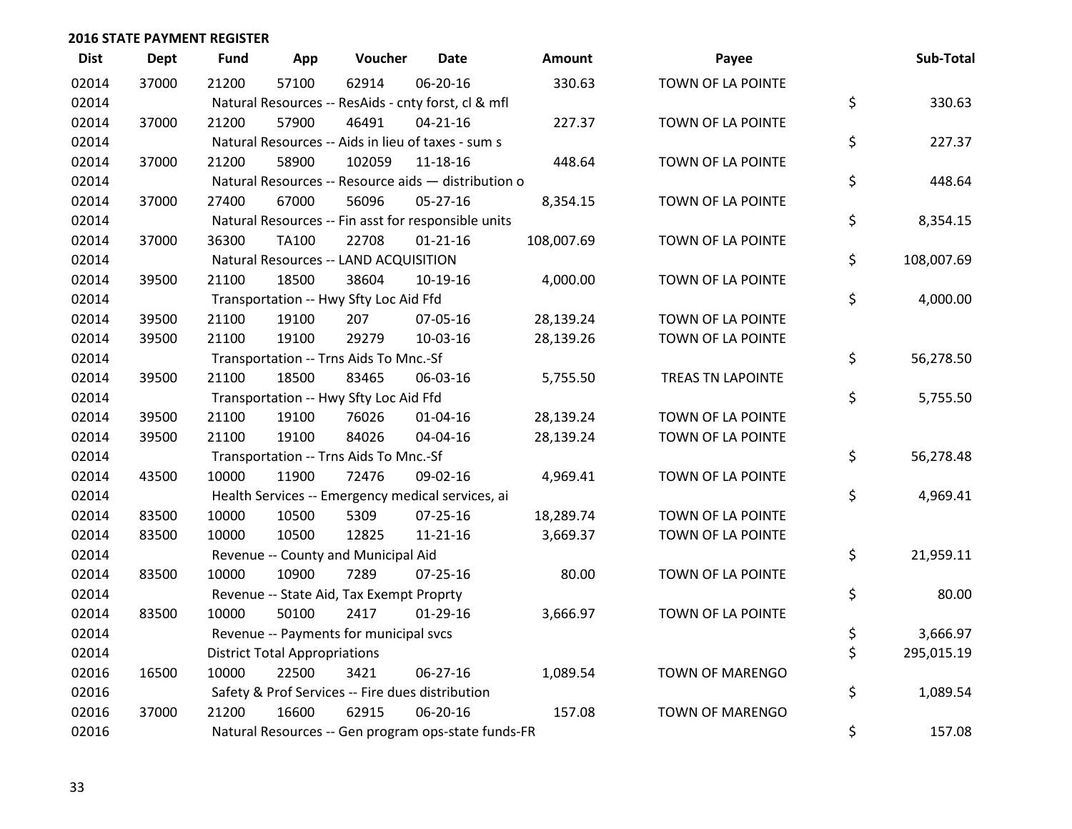## 2016 STATE PAYMENT REGISTER

| Dist | Dept | Fund | App | Voucher | Date | Amount | Payee | | Sub-Total |
|---|---|---|---|---|---|---|---|---|---|
| 02014 | 37000 | 21200 | 57100 | 62914 | 06-20-16 | 330.63 | TOWN OF LA POINTE | | |
| 02014 | | Natural Resources -- ResAids - cnty forst, cl & mfl | | | | | | $ | 330.63 |
| 02014 | 37000 | 21200 | 57900 | 46491 | 04-21-16 | 227.37 | TOWN OF LA POINTE | | |
| 02014 | | Natural Resources -- Aids in lieu of taxes - sum s | | | | | | $ | 227.37 |
| 02014 | 37000 | 21200 | 58900 | 102059 | 11-18-16 | 448.64 | TOWN OF LA POINTE | | |
| 02014 | | Natural Resources -- Resource aids — distribution o | | | | | | $ | 448.64 |
| 02014 | 37000 | 27400 | 67000 | 56096 | 05-27-16 | 8,354.15 | TOWN OF LA POINTE | | |
| 02014 | | Natural Resources -- Fin asst for responsible units | | | | | | $ | 8,354.15 |
| 02014 | 37000 | 36300 | TA100 | 22708 | 01-21-16 | 108,007.69 | TOWN OF LA POINTE | | |
| 02014 | | Natural Resources -- LAND ACQUISITION | | | | | | $ | 108,007.69 |
| 02014 | 39500 | 21100 | 18500 | 38604 | 10-19-16 | 4,000.00 | TOWN OF LA POINTE | | |
| 02014 | | Transportation -- Hwy Sfty Loc Aid Ffd | | | | | | $ | 4,000.00 |
| 02014 | 39500 | 21100 | 19100 | 207 | 07-05-16 | 28,139.24 | TOWN OF LA POINTE | | |
| 02014 | 39500 | 21100 | 19100 | 29279 | 10-03-16 | 28,139.26 | TOWN OF LA POINTE | | |
| 02014 | | Transportation -- Trns Aids To Mnc.-Sf | | | | | | $ | 56,278.50 |
| 02014 | 39500 | 21100 | 18500 | 83465 | 06-03-16 | 5,755.50 | TREAS TN LAPOINTE | | |
| 02014 | | Transportation -- Hwy Sfty Loc Aid Ffd | | | | | | $ | 5,755.50 |
| 02014 | 39500 | 21100 | 19100 | 76026 | 01-04-16 | 28,139.24 | TOWN OF LA POINTE | | |
| 02014 | 39500 | 21100 | 19100 | 84026 | 04-04-16 | 28,139.24 | TOWN OF LA POINTE | | |
| 02014 | | Transportation -- Trns Aids To Mnc.-Sf | | | | | | $ | 56,278.48 |
| 02014 | 43500 | 10000 | 11900 | 72476 | 09-02-16 | 4,969.41 | TOWN OF LA POINTE | | |
| 02014 | | Health Services -- Emergency medical services, ai | | | | | | $ | 4,969.41 |
| 02014 | 83500 | 10000 | 10500 | 5309 | 07-25-16 | 18,289.74 | TOWN OF LA POINTE | | |
| 02014 | 83500 | 10000 | 10500 | 12825 | 11-21-16 | 3,669.37 | TOWN OF LA POINTE | | |
| 02014 | | Revenue -- County and Municipal Aid | | | | | | $ | 21,959.11 |
| 02014 | 83500 | 10000 | 10900 | 7289 | 07-25-16 | 80.00 | TOWN OF LA POINTE | | |
| 02014 | | Revenue -- State Aid, Tax Exempt Proprty | | | | | | $ | 80.00 |
| 02014 | 83500 | 10000 | 50100 | 2417 | 01-29-16 | 3,666.97 | TOWN OF LA POINTE | | |
| 02014 | | Revenue -- Payments for municipal svcs | | | | | | $ | 3,666.97 |
| 02014 | | District Total Appropriations | | | | | | $ | 295,015.19 |
| 02016 | 16500 | 10000 | 22500 | 3421 | 06-27-16 | 1,089.54 | TOWN OF MARENGO | | |
| 02016 | | Safety & Prof Services -- Fire dues distribution | | | | | | $ | 1,089.54 |
| 02016 | 37000 | 21200 | 16600 | 62915 | 06-20-16 | 157.08 | TOWN OF MARENGO | | |
| 02016 | | Natural Resources -- Gen program ops-state funds-FR | | | | | | $ | 157.08 |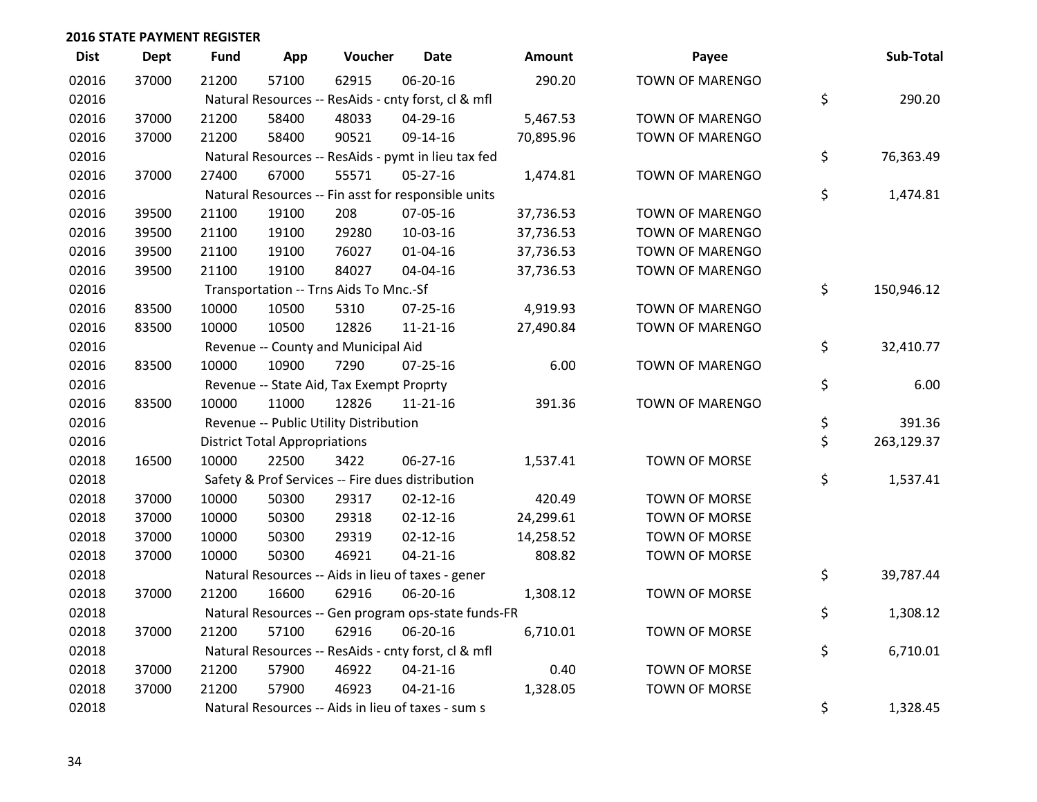## 2016 STATE PAYMENT REGISTER

| Dist | Dept | Fund | App | Voucher | Date | Amount | Payee | Sub-Total |
|---|---|---|---|---|---|---|---|---|
| 02016 | 37000 | 21200 | 57100 | 62915 | 06-20-16 | 290.20 | TOWN OF MARENGO | |
| 02016 | | Natural Resources -- ResAids - cnty forst, cl & mfl | | | | | | $ 290.20 |
| 02016 | 37000 | 21200 | 58400 | 48033 | 04-29-16 | 5,467.53 | TOWN OF MARENGO | |
| 02016 | 37000 | 21200 | 58400 | 90521 | 09-14-16 | 70,895.96 | TOWN OF MARENGO | |
| 02016 | | Natural Resources -- ResAids - pymt in lieu tax fed | | | | | | $ 76,363.49 |
| 02016 | 37000 | 27400 | 67000 | 55571 | 05-27-16 | 1,474.81 | TOWN OF MARENGO | |
| 02016 | | Natural Resources -- Fin asst for responsible units | | | | | | $ 1,474.81 |
| 02016 | 39500 | 21100 | 19100 | 208 | 07-05-16 | 37,736.53 | TOWN OF MARENGO | |
| 02016 | 39500 | 21100 | 19100 | 29280 | 10-03-16 | 37,736.53 | TOWN OF MARENGO | |
| 02016 | 39500 | 21100 | 19100 | 76027 | 01-04-16 | 37,736.53 | TOWN OF MARENGO | |
| 02016 | 39500 | 21100 | 19100 | 84027 | 04-04-16 | 37,736.53 | TOWN OF MARENGO | |
| 02016 | | Transportation -- Trns Aids To Mnc.-Sf | | | | | | $ 150,946.12 |
| 02016 | 83500 | 10000 | 10500 | 5310 | 07-25-16 | 4,919.93 | TOWN OF MARENGO | |
| 02016 | 83500 | 10000 | 10500 | 12826 | 11-21-16 | 27,490.84 | TOWN OF MARENGO | |
| 02016 | | Revenue -- County and Municipal Aid | | | | | | $ 32,410.77 |
| 02016 | 83500 | 10000 | 10900 | 7290 | 07-25-16 | 6.00 | TOWN OF MARENGO | |
| 02016 | | Revenue -- State Aid, Tax Exempt Proprty | | | | | | $ 6.00 |
| 02016 | 83500 | 10000 | 11000 | 12826 | 11-21-16 | 391.36 | TOWN OF MARENGO | |
| 02016 | | Revenue -- Public Utility Distribution | | | | | | $ 391.36 |
| 02016 | | District Total Appropriations | | | | | | $ 263,129.37 |
| 02018 | 16500 | 10000 | 22500 | 3422 | 06-27-16 | 1,537.41 | TOWN OF MORSE | |
| 02018 | | Safety & Prof Services -- Fire dues distribution | | | | | | $ 1,537.41 |
| 02018 | 37000 | 10000 | 50300 | 29317 | 02-12-16 | 420.49 | TOWN OF MORSE | |
| 02018 | 37000 | 10000 | 50300 | 29318 | 02-12-16 | 24,299.61 | TOWN OF MORSE | |
| 02018 | 37000 | 10000 | 50300 | 29319 | 02-12-16 | 14,258.52 | TOWN OF MORSE | |
| 02018 | 37000 | 10000 | 50300 | 46921 | 04-21-16 | 808.82 | TOWN OF MORSE | |
| 02018 | | Natural Resources -- Aids in lieu of taxes - gener | | | | | | $ 39,787.44 |
| 02018 | 37000 | 21200 | 16600 | 62916 | 06-20-16 | 1,308.12 | TOWN OF MORSE | |
| 02018 | | Natural Resources -- Gen program ops-state funds-FR | | | | | | $ 1,308.12 |
| 02018 | 37000 | 21200 | 57100 | 62916 | 06-20-16 | 6,710.01 | TOWN OF MORSE | |
| 02018 | | Natural Resources -- ResAids - cnty forst, cl & mfl | | | | | | $ 6,710.01 |
| 02018 | 37000 | 21200 | 57900 | 46922 | 04-21-16 | 0.40 | TOWN OF MORSE | |
| 02018 | 37000 | 21200 | 57900 | 46923 | 04-21-16 | 1,328.05 | TOWN OF MORSE | |
| 02018 | | Natural Resources -- Aids in lieu of taxes - sum s | | | | | | $ 1,328.45 |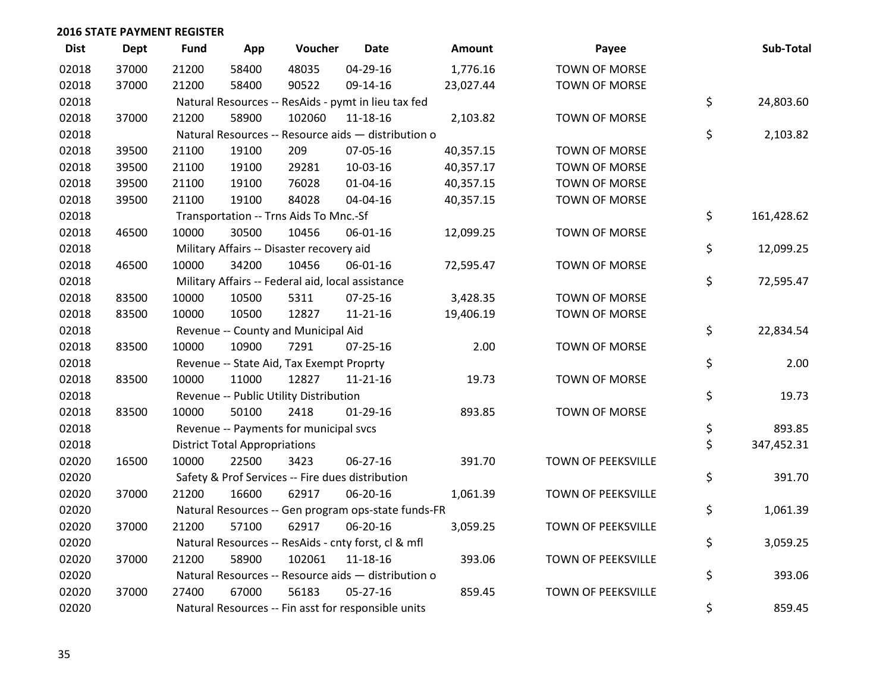## 2016 STATE PAYMENT REGISTER

| Dist | Dept | Fund | App | Voucher | Date | Amount | Payee | Sub-Total |
|---|---|---|---|---|---|---|---|---|
| 02018 | 37000 | 21200 | 58400 | 48035 | 04-29-16 | 1,776.16 | TOWN OF MORSE | |
| 02018 | 37000 | 21200 | 58400 | 90522 | 09-14-16 | 23,027.44 | TOWN OF MORSE | |
| 02018 | | Natural Resources -- ResAids - pymt in lieu tax fed | | | | | | $ 24,803.60 |
| 02018 | 37000 | 21200 | 58900 | 102060 | 11-18-16 | 2,103.82 | TOWN OF MORSE | |
| 02018 | | Natural Resources -- Resource aids — distribution o | | | | | | $ 2,103.82 |
| 02018 | 39500 | 21100 | 19100 | 209 | 07-05-16 | 40,357.15 | TOWN OF MORSE | |
| 02018 | 39500 | 21100 | 19100 | 29281 | 10-03-16 | 40,357.17 | TOWN OF MORSE | |
| 02018 | 39500 | 21100 | 19100 | 76028 | 01-04-16 | 40,357.15 | TOWN OF MORSE | |
| 02018 | 39500 | 21100 | 19100 | 84028 | 04-04-16 | 40,357.15 | TOWN OF MORSE | |
| 02018 | | Transportation -- Trns Aids To Mnc.-Sf | | | | | | $ 161,428.62 |
| 02018 | 46500 | 10000 | 30500 | 10456 | 06-01-16 | 12,099.25 | TOWN OF MORSE | |
| 02018 | | Military Affairs -- Disaster recovery aid | | | | | | $ 12,099.25 |
| 02018 | 46500 | 10000 | 34200 | 10456 | 06-01-16 | 72,595.47 | TOWN OF MORSE | |
| 02018 | | Military Affairs -- Federal aid, local assistance | | | | | | $ 72,595.47 |
| 02018 | 83500 | 10000 | 10500 | 5311 | 07-25-16 | 3,428.35 | TOWN OF MORSE | |
| 02018 | 83500 | 10000 | 10500 | 12827 | 11-21-16 | 19,406.19 | TOWN OF MORSE | |
| 02018 | | Revenue -- County and Municipal Aid | | | | | | $ 22,834.54 |
| 02018 | 83500 | 10000 | 10900 | 7291 | 07-25-16 | 2.00 | TOWN OF MORSE | |
| 02018 | | Revenue -- State Aid, Tax Exempt Proprty | | | | | | $ 2.00 |
| 02018 | 83500 | 10000 | 11000 | 12827 | 11-21-16 | 19.73 | TOWN OF MORSE | |
| 02018 | | Revenue -- Public Utility Distribution | | | | | | $ 19.73 |
| 02018 | 83500 | 10000 | 50100 | 2418 | 01-29-16 | 893.85 | TOWN OF MORSE | |
| 02018 | | Revenue -- Payments for municipal svcs | | | | | | $ 893.85 |
| 02018 | | District Total Appropriations | | | | | | $ 347,452.31 |
| 02020 | 16500 | 10000 | 22500 | 3423 | 06-27-16 | 391.70 | TOWN OF PEEKSVILLE | |
| 02020 | | Safety & Prof Services -- Fire dues distribution | | | | | | $ 391.70 |
| 02020 | 37000 | 21200 | 16600 | 62917 | 06-20-16 | 1,061.39 | TOWN OF PEEKSVILLE | |
| 02020 | | Natural Resources -- Gen program ops-state funds-FR | | | | | | $ 1,061.39 |
| 02020 | 37000 | 21200 | 57100 | 62917 | 06-20-16 | 3,059.25 | TOWN OF PEEKSVILLE | |
| 02020 | | Natural Resources -- ResAids - cnty forst, cl & mfl | | | | | | $ 3,059.25 |
| 02020 | 37000 | 21200 | 58900 | 102061 | 11-18-16 | 393.06 | TOWN OF PEEKSVILLE | |
| 02020 | | Natural Resources -- Resource aids — distribution o | | | | | | $ 393.06 |
| 02020 | 37000 | 27400 | 67000 | 56183 | 05-27-16 | 859.45 | TOWN OF PEEKSVILLE | |
| 02020 | | Natural Resources -- Fin asst for responsible units | | | | | | $ 859.45 |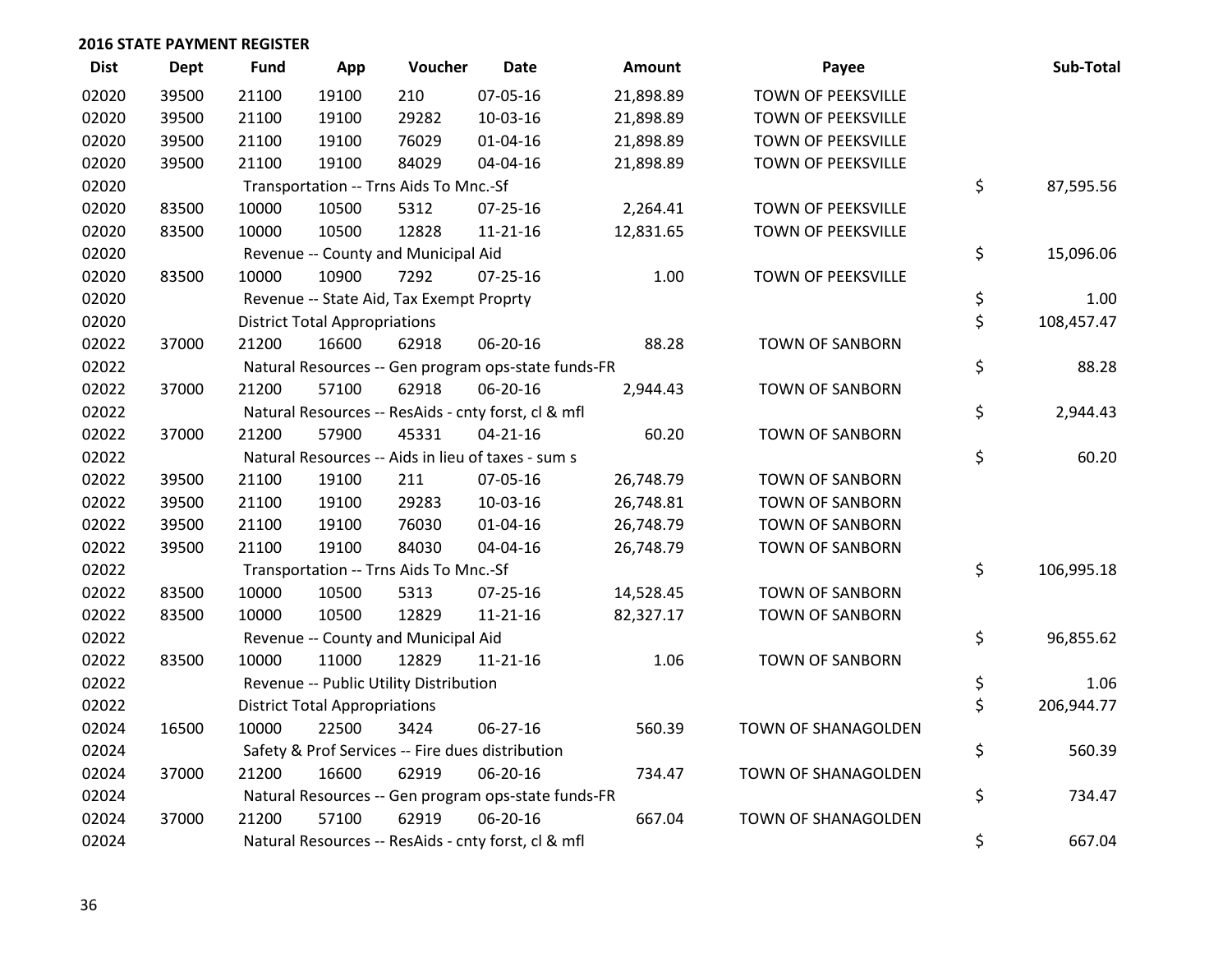**2016 STATE PAYMENT REGISTER**

| Dist | Dept | Fund | App | Voucher | Date | Amount | Payee | Sub-Total |
|---|---|---|---|---|---|---|---|---|
| 02020 | 39500 | 21100 | 19100 | 210 | 07-05-16 | 21,898.89 | TOWN OF PEEKSVILLE | |
| 02020 | 39500 | 21100 | 19100 | 29282 | 10-03-16 | 21,898.89 | TOWN OF PEEKSVILLE | |
| 02020 | 39500 | 21100 | 19100 | 76029 | 01-04-16 | 21,898.89 | TOWN OF PEEKSVILLE | |
| 02020 | 39500 | 21100 | 19100 | 84029 | 04-04-16 | 21,898.89 | TOWN OF PEEKSVILLE | |
| 02020 | | Transportation -- Trns Aids To Mnc.-Sf | | | | | | $ 87,595.56 |
| 02020 | 83500 | 10000 | 10500 | 5312 | 07-25-16 | 2,264.41 | TOWN OF PEEKSVILLE | |
| 02020 | 83500 | 10000 | 10500 | 12828 | 11-21-16 | 12,831.65 | TOWN OF PEEKSVILLE | |
| 02020 | | Revenue -- County and Municipal Aid | | | | | | $ 15,096.06 |
| 02020 | 83500 | 10000 | 10900 | 7292 | 07-25-16 | 1.00 | TOWN OF PEEKSVILLE | |
| 02020 | | Revenue -- State Aid, Tax Exempt Proprty | | | | | | $ 1.00 |
| 02020 | | District Total Appropriations | | | | | | $ 108,457.47 |
| 02022 | 37000 | 21200 | 16600 | 62918 | 06-20-16 | 88.28 | TOWN OF SANBORN | |
| 02022 | | Natural Resources -- Gen program ops-state funds-FR | | | | | | $ 88.28 |
| 02022 | 37000 | 21200 | 57100 | 62918 | 06-20-16 | 2,944.43 | TOWN OF SANBORN | |
| 02022 | | Natural Resources -- ResAids - cnty forst, cl & mfl | | | | | | $ 2,944.43 |
| 02022 | 37000 | 21200 | 57900 | 45331 | 04-21-16 | 60.20 | TOWN OF SANBORN | |
| 02022 | | Natural Resources -- Aids in lieu of taxes - sum s | | | | | | $ 60.20 |
| 02022 | 39500 | 21100 | 19100 | 211 | 07-05-16 | 26,748.79 | TOWN OF SANBORN | |
| 02022 | 39500 | 21100 | 19100 | 29283 | 10-03-16 | 26,748.81 | TOWN OF SANBORN | |
| 02022 | 39500 | 21100 | 19100 | 76030 | 01-04-16 | 26,748.79 | TOWN OF SANBORN | |
| 02022 | 39500 | 21100 | 19100 | 84030 | 04-04-16 | 26,748.79 | TOWN OF SANBORN | |
| 02022 | | Transportation -- Trns Aids To Mnc.-Sf | | | | | | $ 106,995.18 |
| 02022 | 83500 | 10000 | 10500 | 5313 | 07-25-16 | 14,528.45 | TOWN OF SANBORN | |
| 02022 | 83500 | 10000 | 10500 | 12829 | 11-21-16 | 82,327.17 | TOWN OF SANBORN | |
| 02022 | | Revenue -- County and Municipal Aid | | | | | | $ 96,855.62 |
| 02022 | 83500 | 10000 | 11000 | 12829 | 11-21-16 | 1.06 | TOWN OF SANBORN | |
| 02022 | | Revenue -- Public Utility Distribution | | | | | | $ 1.06 |
| 02022 | | District Total Appropriations | | | | | | $ 206,944.77 |
| 02024 | 16500 | 10000 | 22500 | 3424 | 06-27-16 | 560.39 | TOWN OF SHANAGOLDEN | |
| 02024 | | Safety & Prof Services -- Fire dues distribution | | | | | | $ 560.39 |
| 02024 | 37000 | 21200 | 16600 | 62919 | 06-20-16 | 734.47 | TOWN OF SHANAGOLDEN | |
| 02024 | | Natural Resources -- Gen program ops-state funds-FR | | | | | | $ 734.47 |
| 02024 | 37000 | 21200 | 57100 | 62919 | 06-20-16 | 667.04 | TOWN OF SHANAGOLDEN | |
| 02024 | | Natural Resources -- ResAids - cnty forst, cl & mfl | | | | | | $ 667.04 |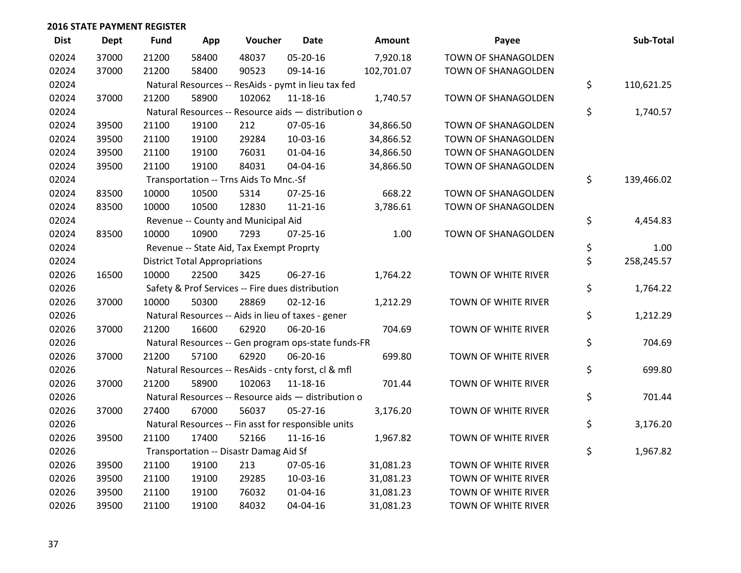## 2016 STATE PAYMENT REGISTER

| Dist | Dept | Fund | App | Voucher | Date | Amount | Payee | Sub-Total |
|---|---|---|---|---|---|---|---|---|
| 02024 | 37000 | 21200 | 58400 | 48037 | 05-20-16 | 7,920.18 | TOWN OF SHANAGOLDEN | |
| 02024 | 37000 | 21200 | 58400 | 90523 | 09-14-16 | 102,701.07 | TOWN OF SHANAGOLDEN | |
| 02024 | | Natural Resources -- ResAids - pymt in lieu tax fed | | | | | | $ 110,621.25 |
| 02024 | 37000 | 21200 | 58900 | 102062 | 11-18-16 | 1,740.57 | TOWN OF SHANAGOLDEN | |
| 02024 | | Natural Resources -- Resource aids — distribution o | | | | | | $ 1,740.57 |
| 02024 | 39500 | 21100 | 19100 | 212 | 07-05-16 | 34,866.50 | TOWN OF SHANAGOLDEN | |
| 02024 | 39500 | 21100 | 19100 | 29284 | 10-03-16 | 34,866.52 | TOWN OF SHANAGOLDEN | |
| 02024 | 39500 | 21100 | 19100 | 76031 | 01-04-16 | 34,866.50 | TOWN OF SHANAGOLDEN | |
| 02024 | 39500 | 21100 | 19100 | 84031 | 04-04-16 | 34,866.50 | TOWN OF SHANAGOLDEN | |
| 02024 | | Transportation -- Trns Aids To Mnc.-Sf | | | | | | $ 139,466.02 |
| 02024 | 83500 | 10000 | 10500 | 5314 | 07-25-16 | 668.22 | TOWN OF SHANAGOLDEN | |
| 02024 | 83500 | 10000 | 10500 | 12830 | 11-21-16 | 3,786.61 | TOWN OF SHANAGOLDEN | |
| 02024 | | Revenue -- County and Municipal Aid | | | | | | $ 4,454.83 |
| 02024 | 83500 | 10000 | 10900 | 7293 | 07-25-16 | 1.00 | TOWN OF SHANAGOLDEN | |
| 02024 | | Revenue -- State Aid, Tax Exempt Proprty | | | | | | $ 1.00 |
| 02024 | | District Total Appropriations | | | | | | $ 258,245.57 |
| 02026 | 16500 | 10000 | 22500 | 3425 | 06-27-16 | 1,764.22 | TOWN OF WHITE RIVER | |
| 02026 | | Safety & Prof Services -- Fire dues distribution | | | | | | $ 1,764.22 |
| 02026 | 37000 | 10000 | 50300 | 28869 | 02-12-16 | 1,212.29 | TOWN OF WHITE RIVER | |
| 02026 | | Natural Resources -- Aids in lieu of taxes - gener | | | | | | $ 1,212.29 |
| 02026 | 37000 | 21200 | 16600 | 62920 | 06-20-16 | 704.69 | TOWN OF WHITE RIVER | |
| 02026 | | Natural Resources -- Gen program ops-state funds-FR | | | | | | $ 704.69 |
| 02026 | 37000 | 21200 | 57100 | 62920 | 06-20-16 | 699.80 | TOWN OF WHITE RIVER | |
| 02026 | | Natural Resources -- ResAids - cnty forst, cl & mfl | | | | | | $ 699.80 |
| 02026 | 37000 | 21200 | 58900 | 102063 | 11-18-16 | 701.44 | TOWN OF WHITE RIVER | |
| 02026 | | Natural Resources -- Resource aids — distribution o | | | | | | $ 701.44 |
| 02026 | 37000 | 27400 | 67000 | 56037 | 05-27-16 | 3,176.20 | TOWN OF WHITE RIVER | |
| 02026 | | Natural Resources -- Fin asst for responsible units | | | | | | $ 3,176.20 |
| 02026 | 39500 | 21100 | 17400 | 52166 | 11-16-16 | 1,967.82 | TOWN OF WHITE RIVER | |
| 02026 | | Transportation -- Disastr Damag Aid Sf | | | | | | $ 1,967.82 |
| 02026 | 39500 | 21100 | 19100 | 213 | 07-05-16 | 31,081.23 | TOWN OF WHITE RIVER | |
| 02026 | 39500 | 21100 | 19100 | 29285 | 10-03-16 | 31,081.23 | TOWN OF WHITE RIVER | |
| 02026 | 39500 | 21100 | 19100 | 76032 | 01-04-16 | 31,081.23 | TOWN OF WHITE RIVER | |
| 02026 | 39500 | 21100 | 19100 | 84032 | 04-04-16 | 31,081.23 | TOWN OF WHITE RIVER | |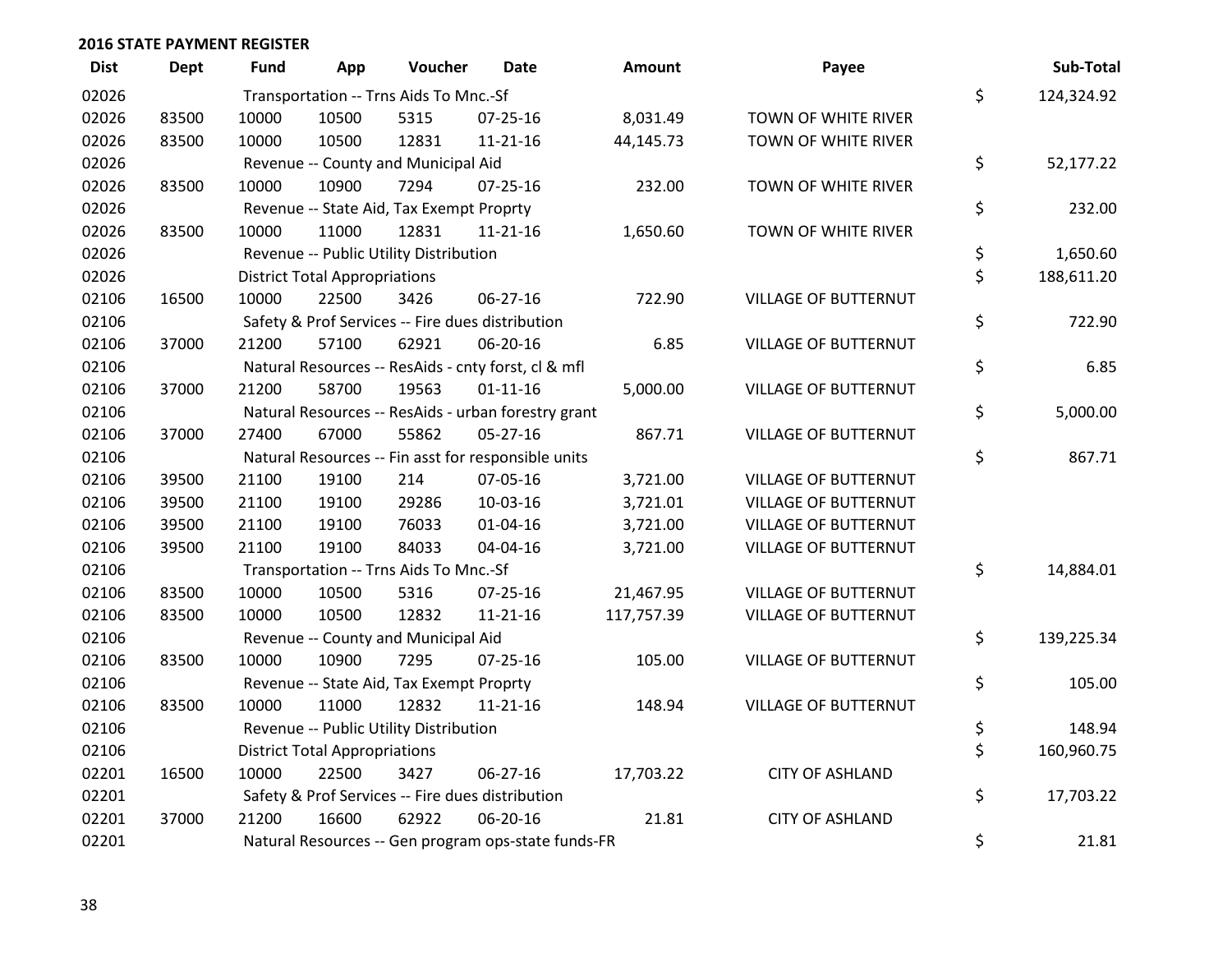**2016 STATE PAYMENT REGISTER**

| Dist | Dept | Fund | App | Voucher | Date | Amount | Payee | Sub-Total |
|---|---|---|---|---|---|---|---|---|
| 02026 | | Transportation -- Trns Aids To Mnc.-Sf | | | | | | $ 124,324.92 |
| 02026 | 83500 | 10000 | 10500 | 5315 | 07-25-16 | 8,031.49 | TOWN OF WHITE RIVER | |
| 02026 | 83500 | 10000 | 10500 | 12831 | 11-21-16 | 44,145.73 | TOWN OF WHITE RIVER | |
| 02026 | | Revenue -- County and Municipal Aid | | | | | | $ 52,177.22 |
| 02026 | 83500 | 10000 | 10900 | 7294 | 07-25-16 | 232.00 | TOWN OF WHITE RIVER | |
| 02026 | | Revenue -- State Aid, Tax Exempt Proprty | | | | | | $ 232.00 |
| 02026 | 83500 | 10000 | 11000 | 12831 | 11-21-16 | 1,650.60 | TOWN OF WHITE RIVER | |
| 02026 | | Revenue -- Public Utility Distribution | | | | | | $ 1,650.60 |
| 02026 | | District Total Appropriations | | | | | | $ 188,611.20 |
| 02106 | 16500 | 10000 | 22500 | 3426 | 06-27-16 | 722.90 | VILLAGE OF BUTTERNUT | |
| 02106 | | Safety & Prof Services -- Fire dues distribution | | | | | | $ 722.90 |
| 02106 | 37000 | 21200 | 57100 | 62921 | 06-20-16 | 6.85 | VILLAGE OF BUTTERNUT | |
| 02106 | | Natural Resources -- ResAids - cnty forst, cl & mfl | | | | | | $ 6.85 |
| 02106 | 37000 | 21200 | 58700 | 19563 | 01-11-16 | 5,000.00 | VILLAGE OF BUTTERNUT | |
| 02106 | | Natural Resources -- ResAids - urban forestry grant | | | | | | $ 5,000.00 |
| 02106 | 37000 | 27400 | 67000 | 55862 | 05-27-16 | 867.71 | VILLAGE OF BUTTERNUT | |
| 02106 | | Natural Resources -- Fin asst for responsible units | | | | | | $ 867.71 |
| 02106 | 39500 | 21100 | 19100 | 214 | 07-05-16 | 3,721.00 | VILLAGE OF BUTTERNUT | |
| 02106 | 39500 | 21100 | 19100 | 29286 | 10-03-16 | 3,721.01 | VILLAGE OF BUTTERNUT | |
| 02106 | 39500 | 21100 | 19100 | 76033 | 01-04-16 | 3,721.00 | VILLAGE OF BUTTERNUT | |
| 02106 | 39500 | 21100 | 19100 | 84033 | 04-04-16 | 3,721.00 | VILLAGE OF BUTTERNUT | |
| 02106 | | Transportation -- Trns Aids To Mnc.-Sf | | | | | | $ 14,884.01 |
| 02106 | 83500 | 10000 | 10500 | 5316 | 07-25-16 | 21,467.95 | VILLAGE OF BUTTERNUT | |
| 02106 | 83500 | 10000 | 10500 | 12832 | 11-21-16 | 117,757.39 | VILLAGE OF BUTTERNUT | |
| 02106 | | Revenue -- County and Municipal Aid | | | | | | $ 139,225.34 |
| 02106 | 83500 | 10000 | 10900 | 7295 | 07-25-16 | 105.00 | VILLAGE OF BUTTERNUT | |
| 02106 | | Revenue -- State Aid, Tax Exempt Proprty | | | | | | $ 105.00 |
| 02106 | 83500 | 10000 | 11000 | 12832 | 11-21-16 | 148.94 | VILLAGE OF BUTTERNUT | |
| 02106 | | Revenue -- Public Utility Distribution | | | | | | $ 148.94 |
| 02106 | | District Total Appropriations | | | | | | $ 160,960.75 |
| 02201 | 16500 | 10000 | 22500 | 3427 | 06-27-16 | 17,703.22 | CITY OF ASHLAND | |
| 02201 | | Safety & Prof Services -- Fire dues distribution | | | | | | $ 17,703.22 |
| 02201 | 37000 | 21200 | 16600 | 62922 | 06-20-16 | 21.81 | CITY OF ASHLAND | |
| 02201 | | Natural Resources -- Gen program ops-state funds-FR | | | | | | $ 21.81 |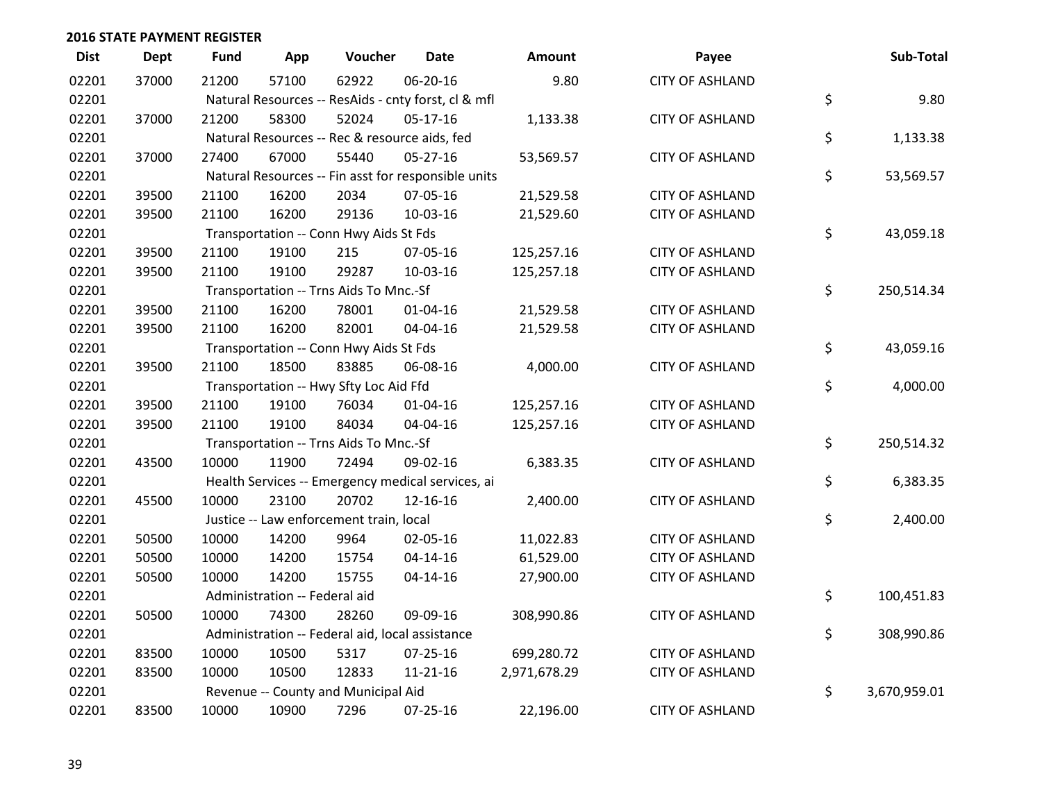## 2016 STATE PAYMENT REGISTER

| Dist | Dept | Fund | App | Voucher | Date | Amount | Payee | Sub-Total |
|---|---|---|---|---|---|---|---|---|
| 02201 | 37000 | 21200 | 57100 | 62922 | 06-20-16 | 9.80 | CITY OF ASHLAND | |
| 02201 | | Natural Resources -- ResAids - cnty forst, cl & mfl | | | | | | $ 9.80 |
| 02201 | 37000 | 21200 | 58300 | 52024 | 05-17-16 | 1,133.38 | CITY OF ASHLAND | |
| 02201 | | Natural Resources -- Rec & resource aids, fed | | | | | | $ 1,133.38 |
| 02201 | 37000 | 27400 | 67000 | 55440 | 05-27-16 | 53,569.57 | CITY OF ASHLAND | |
| 02201 | | Natural Resources -- Fin asst for responsible units | | | | | | $ 53,569.57 |
| 02201 | 39500 | 21100 | 16200 | 2034 | 07-05-16 | 21,529.58 | CITY OF ASHLAND | |
| 02201 | 39500 | 21100 | 16200 | 29136 | 10-03-16 | 21,529.60 | CITY OF ASHLAND | |
| 02201 | | Transportation -- Conn Hwy Aids St Fds | | | | | | $ 43,059.18 |
| 02201 | 39500 | 21100 | 19100 | 215 | 07-05-16 | 125,257.16 | CITY OF ASHLAND | |
| 02201 | 39500 | 21100 | 19100 | 29287 | 10-03-16 | 125,257.18 | CITY OF ASHLAND | |
| 02201 | | Transportation -- Trns Aids To Mnc.-Sf | | | | | | $ 250,514.34 |
| 02201 | 39500 | 21100 | 16200 | 78001 | 01-04-16 | 21,529.58 | CITY OF ASHLAND | |
| 02201 | 39500 | 21100 | 16200 | 82001 | 04-04-16 | 21,529.58 | CITY OF ASHLAND | |
| 02201 | | Transportation -- Conn Hwy Aids St Fds | | | | | | $ 43,059.16 |
| 02201 | 39500 | 21100 | 18500 | 83885 | 06-08-16 | 4,000.00 | CITY OF ASHLAND | |
| 02201 | | Transportation -- Hwy Sfty Loc Aid Ffd | | | | | | $ 4,000.00 |
| 02201 | 39500 | 21100 | 19100 | 76034 | 01-04-16 | 125,257.16 | CITY OF ASHLAND | |
| 02201 | 39500 | 21100 | 19100 | 84034 | 04-04-16 | 125,257.16 | CITY OF ASHLAND | |
| 02201 | | Transportation -- Trns Aids To Mnc.-Sf | | | | | | $ 250,514.32 |
| 02201 | 43500 | 10000 | 11900 | 72494 | 09-02-16 | 6,383.35 | CITY OF ASHLAND | |
| 02201 | | Health Services -- Emergency medical services, ai | | | | | | $ 6,383.35 |
| 02201 | 45500 | 10000 | 23100 | 20702 | 12-16-16 | 2,400.00 | CITY OF ASHLAND | |
| 02201 | | Justice -- Law enforcement train, local | | | | | | $ 2,400.00 |
| 02201 | 50500 | 10000 | 14200 | 9964 | 02-05-16 | 11,022.83 | CITY OF ASHLAND | |
| 02201 | 50500 | 10000 | 14200 | 15754 | 04-14-16 | 61,529.00 | CITY OF ASHLAND | |
| 02201 | 50500 | 10000 | 14200 | 15755 | 04-14-16 | 27,900.00 | CITY OF ASHLAND | |
| 02201 | | Administration -- Federal aid | | | | | | $ 100,451.83 |
| 02201 | 50500 | 10000 | 74300 | 28260 | 09-09-16 | 308,990.86 | CITY OF ASHLAND | |
| 02201 | | Administration -- Federal aid, local assistance | | | | | | $ 308,990.86 |
| 02201 | 83500 | 10000 | 10500 | 5317 | 07-25-16 | 699,280.72 | CITY OF ASHLAND | |
| 02201 | 83500 | 10000 | 10500 | 12833 | 11-21-16 | 2,971,678.29 | CITY OF ASHLAND | |
| 02201 | | Revenue -- County and Municipal Aid | | | | | | $ 3,670,959.01 |
| 02201 | 83500 | 10000 | 10900 | 7296 | 07-25-16 | 22,196.00 | CITY OF ASHLAND | |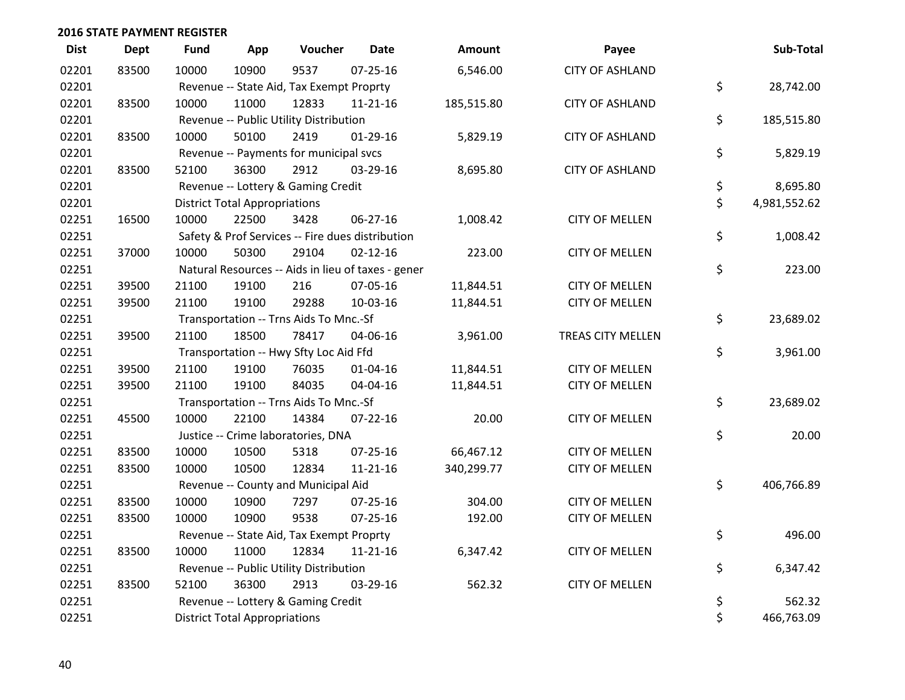**2016 STATE PAYMENT REGISTER**

| Dist | Dept | Fund | App | Voucher | Date | Amount | Payee | | Sub-Total |
|---|---|---|---|---|---|---|---|---|---|
| 02201 | 83500 | 10000 | 10900 | 9537 | 07-25-16 | 6,546.00 | CITY OF ASHLAND | | |
| 02201 | | Revenue -- State Aid, Tax Exempt Proprty | | | | | | $ | 28,742.00 |
| 02201 | 83500 | 10000 | 11000 | 12833 | 11-21-16 | 185,515.80 | CITY OF ASHLAND | | |
| 02201 | | Revenue -- Public Utility Distribution | | | | | | $ | 185,515.80 |
| 02201 | 83500 | 10000 | 50100 | 2419 | 01-29-16 | 5,829.19 | CITY OF ASHLAND | | |
| 02201 | | Revenue -- Payments for municipal svcs | | | | | | $ | 5,829.19 |
| 02201 | 83500 | 52100 | 36300 | 2912 | 03-29-16 | 8,695.80 | CITY OF ASHLAND | | |
| 02201 | | Revenue -- Lottery & Gaming Credit | | | | | | $ | 8,695.80 |
| 02201 | | District Total Appropriations | | | | | | $ | 4,981,552.62 |
| 02251 | 16500 | 10000 | 22500 | 3428 | 06-27-16 | 1,008.42 | CITY OF MELLEN | | |
| 02251 | | Safety & Prof Services -- Fire dues distribution | | | | | | $ | 1,008.42 |
| 02251 | 37000 | 10000 | 50300 | 29104 | 02-12-16 | 223.00 | CITY OF MELLEN | | |
| 02251 | | Natural Resources -- Aids in lieu of taxes - gener | | | | | | $ | 223.00 |
| 02251 | 39500 | 21100 | 19100 | 216 | 07-05-16 | 11,844.51 | CITY OF MELLEN | | |
| 02251 | 39500 | 21100 | 19100 | 29288 | 10-03-16 | 11,844.51 | CITY OF MELLEN | | |
| 02251 | | Transportation -- Trns Aids To Mnc.-Sf | | | | | | $ | 23,689.02 |
| 02251 | 39500 | 21100 | 18500 | 78417 | 04-06-16 | 3,961.00 | TREAS CITY MELLEN | | |
| 02251 | | Transportation -- Hwy Sfty Loc Aid Ffd | | | | | | $ | 3,961.00 |
| 02251 | 39500 | 21100 | 19100 | 76035 | 01-04-16 | 11,844.51 | CITY OF MELLEN | | |
| 02251 | 39500 | 21100 | 19100 | 84035 | 04-04-16 | 11,844.51 | CITY OF MELLEN | | |
| 02251 | | Transportation -- Trns Aids To Mnc.-Sf | | | | | | $ | 23,689.02 |
| 02251 | 45500 | 10000 | 22100 | 14384 | 07-22-16 | 20.00 | CITY OF MELLEN | | |
| 02251 | | Justice -- Crime laboratories, DNA | | | | | | $ | 20.00 |
| 02251 | 83500 | 10000 | 10500 | 5318 | 07-25-16 | 66,467.12 | CITY OF MELLEN | | |
| 02251 | 83500 | 10000 | 10500 | 12834 | 11-21-16 | 340,299.77 | CITY OF MELLEN | | |
| 02251 | | Revenue -- County and Municipal Aid | | | | | | $ | 406,766.89 |
| 02251 | 83500 | 10000 | 10900 | 7297 | 07-25-16 | 304.00 | CITY OF MELLEN | | |
| 02251 | 83500 | 10000 | 10900 | 9538 | 07-25-16 | 192.00 | CITY OF MELLEN | | |
| 02251 | | Revenue -- State Aid, Tax Exempt Proprty | | | | | | $ | 496.00 |
| 02251 | 83500 | 10000 | 11000 | 12834 | 11-21-16 | 6,347.42 | CITY OF MELLEN | | |
| 02251 | | Revenue -- Public Utility Distribution | | | | | | $ | 6,347.42 |
| 02251 | 83500 | 52100 | 36300 | 2913 | 03-29-16 | 562.32 | CITY OF MELLEN | | |
| 02251 | | Revenue -- Lottery & Gaming Credit | | | | | | $ | 562.32 |
| 02251 | | District Total Appropriations | | | | | | $ | 466,763.09 |